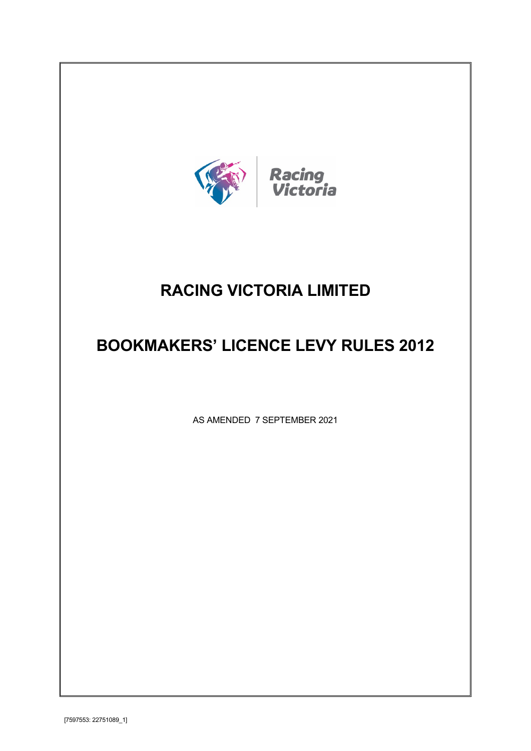Racing Victoria

# RACING VICTORIA LIMITED

# BOOKMAKERS' LICENCE LEVY RULES 2012

AS AMENDED 7 SEPTEMBER 2021

[7597553: 22751089_1]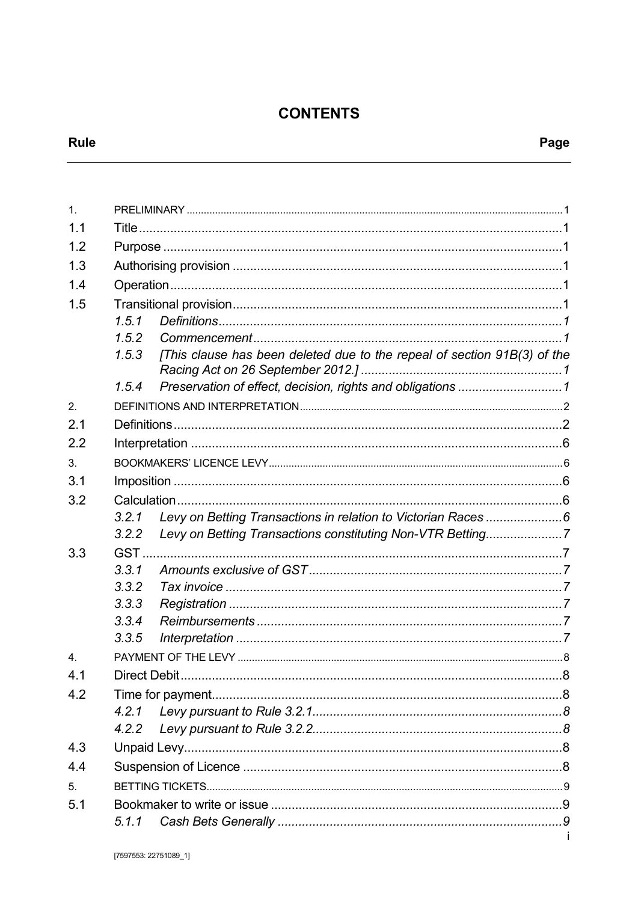# CONTENTS

| Rule | | | Page |
|---|---|---|---|
| 1. | PRELIMINARY | | 1 |
| 1.1 | Title | | 1 |
| 1.2 | Purpose | | 1 |
| 1.3 | Authorising provision | | 1 |
| 1.4 | Operation | | 1 |
| 1.5 | Transitional provision | | 1 |
| | *1.5.1* | *Definitions* | *1* |
| | *1.5.2* | *Commencement* | *1* |
| | *1.5.3* | *[This clause has been deleted due to the repeal of section 91B(3) of the Racing Act on 26 September 2012.]* | *1* |
| | *1.5.4* | *Preservation of effect, decision, rights and obligations* | *1* |
| 2. | DEFINITIONS AND INTERPRETATION | | 2 |
| 2.1 | Definitions | | 2 |
| 2.2 | Interpretation | | 6 |
| 3. | BOOKMAKERS' LICENCE LEVY | | 6 |
| 3.1 | Imposition | | 6 |
| 3.2 | Calculation | | 6 |
| | *3.2.1* | *Levy on Betting Transactions in relation to Victorian Races* | *6* |
| | *3.2.2* | *Levy on Betting Transactions constituting Non-VTR Betting* | *7* |
| 3.3 | GST | | 7 |
| | *3.3.1* | *Amounts exclusive of GST* | *7* |
| | *3.3.2* | *Tax invoice* | *7* |
| | *3.3.3* | *Registration* | *7* |
| | *3.3.4* | *Reimbursements* | *7* |
| | *3.3.5* | *Interpretation* | *7* |
| 4. | PAYMENT OF THE LEVY | | 8 |
| 4.1 | Direct Debit | | 8 |
| 4.2 | Time for payment | | 8 |
| | *4.2.1* | *Levy pursuant to Rule 3.2.1* | *8* |
| | *4.2.2* | *Levy pursuant to Rule 3.2.2* | *8* |
| 4.3 | Unpaid Levy | | 8 |
| 4.4 | Suspension of Licence | | 8 |
| 5. | BETTING TICKETS | | 9 |
| 5.1 | Bookmaker to write or issue | | 9 |
| | *5.1.1* | *Cash Bets Generally* | *9* |

[7597553: 22751089_1]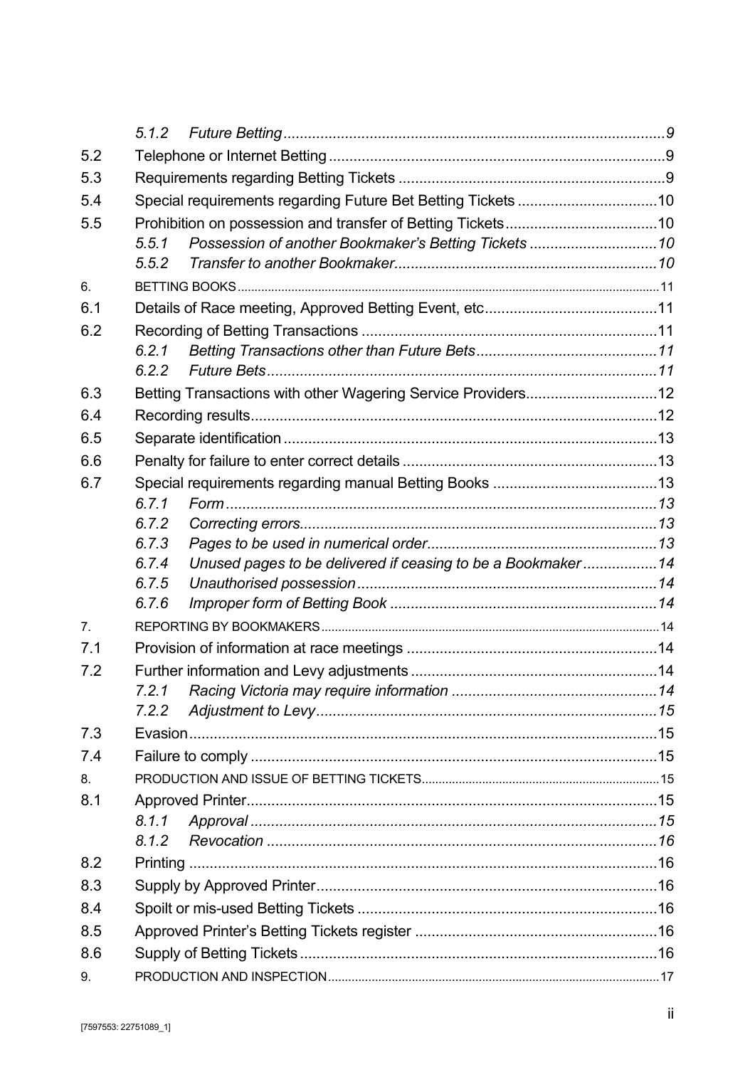| | | |
|---|---|---|
| | *5.1.2 Future Betting* | *9* |
| 5.2 | Telephone or Internet Betting | 9 |
| 5.3 | Requirements regarding Betting Tickets | 9 |
| 5.4 | Special requirements regarding Future Bet Betting Tickets | 10 |
| 5.5 | Prohibition on possession and transfer of Betting Tickets | 10 |
| | *5.5.1 Possession of another Bookmaker's Betting Tickets* | *10* |
| | *5.5.2 Transfer to another Bookmaker* | *10* |
| 6. | BETTING BOOKS | 11 |
| 6.1 | Details of Race meeting, Approved Betting Event, etc | 11 |
| 6.2 | Recording of Betting Transactions | 11 |
| | *6.2.1 Betting Transactions other than Future Bets* | *11* |
| | *6.2.2 Future Bets* | *11* |
| 6.3 | Betting Transactions with other Wagering Service Providers | 12 |
| 6.4 | Recording results | 12 |
| 6.5 | Separate identification | 13 |
| 6.6 | Penalty for failure to enter correct details | 13 |
| 6.7 | Special requirements regarding manual Betting Books | 13 |
| | *6.7.1 Form* | *13* |
| | *6.7.2 Correcting errors* | *13* |
| | *6.7.3 Pages to be used in numerical order* | *13* |
| | *6.7.4 Unused pages to be delivered if ceasing to be a Bookmaker* | *14* |
| | *6.7.5 Unauthorised possession* | *14* |
| | *6.7.6 Improper form of Betting Book* | *14* |
| 7. | REPORTING BY BOOKMAKERS | 14 |
| 7.1 | Provision of information at race meetings | 14 |
| 7.2 | Further information and Levy adjustments | 14 |
| | *7.2.1 Racing Victoria may require information* | *14* |
| | *7.2.2 Adjustment to Levy* | *15* |
| 7.3 | Evasion | 15 |
| 7.4 | Failure to comply | 15 |
| 8. | PRODUCTION AND ISSUE OF BETTING TICKETS | 15 |
| 8.1 | Approved Printer | 15 |
| | *8.1.1 Approval* | *15* |
| | *8.1.2 Revocation* | *16* |
| 8.2 | Printing | 16 |
| 8.3 | Supply by Approved Printer | 16 |
| 8.4 | Spoilt or mis-used Betting Tickets | 16 |
| 8.5 | Approved Printer's Betting Tickets register | 16 |
| 8.6 | Supply of Betting Tickets | 16 |
| 9. | PRODUCTION AND INSPECTION | 17 |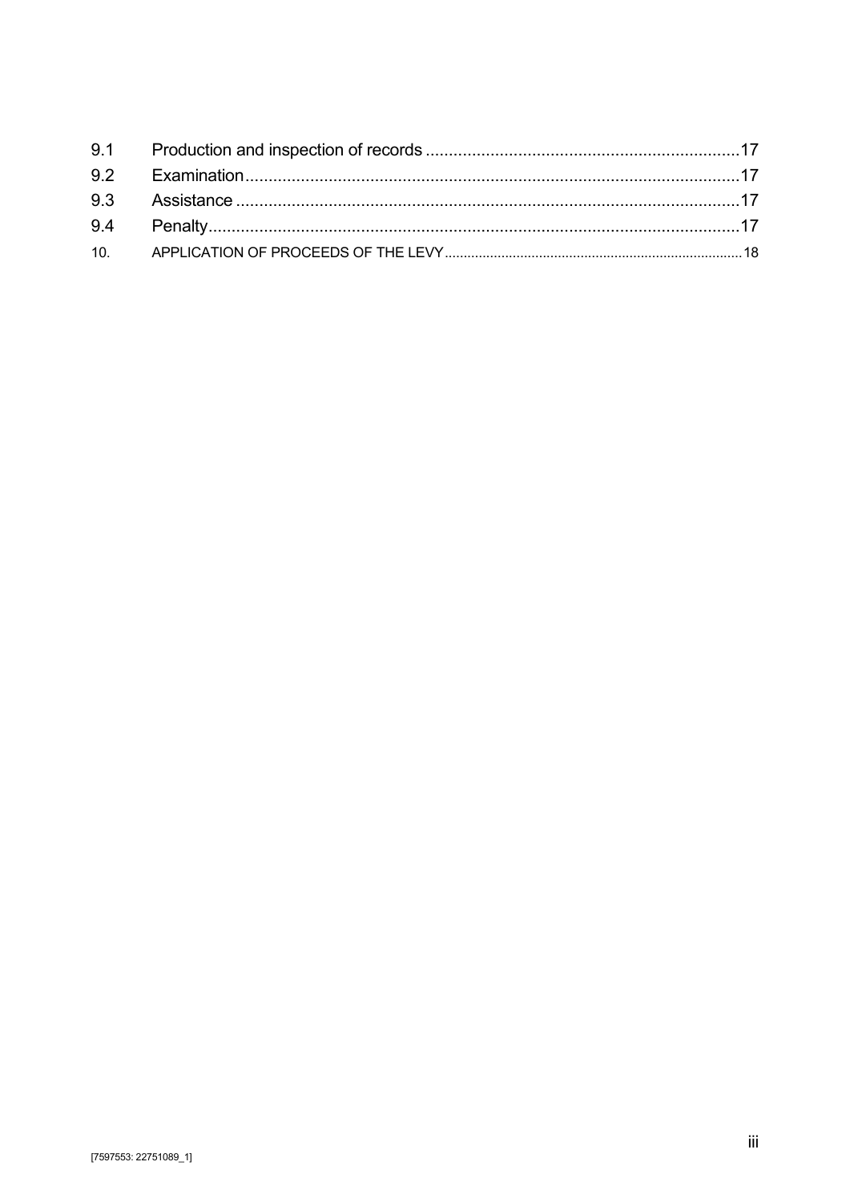| | | |
|---|---|---|
| 9.1 | Production and inspection of records | 17 |
| 9.2 | Examination | 17 |
| 9.3 | Assistance | 17 |
| 9.4 | Penalty | 17 |
| 10. | APPLICATION OF PROCEEDS OF THE LEVY | 18 |

[7597553: 22751089_1]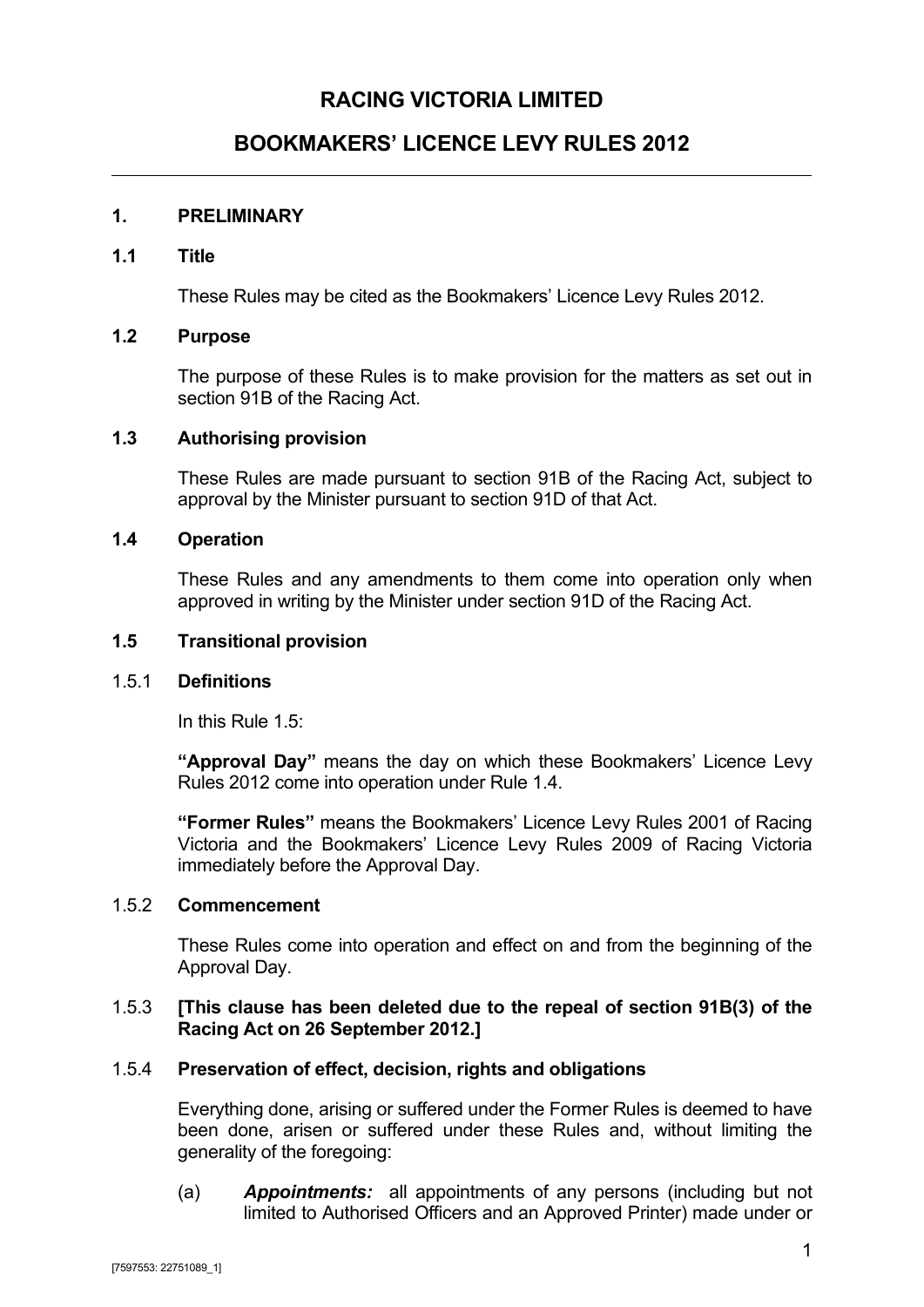# RACING VICTORIA LIMITED

# BOOKMAKERS' LICENCE LEVY RULES 2012

## 1. PRELIMINARY

### 1.1 Title

These Rules may be cited as the Bookmakers' Licence Levy Rules 2012.

### 1.2 Purpose

The purpose of these Rules is to make provision for the matters as set out in section 91B of the Racing Act.

### 1.3 Authorising provision

These Rules are made pursuant to section 91B of the Racing Act, subject to approval by the Minister pursuant to section 91D of that Act.

### 1.4 Operation

These Rules and any amendments to them come into operation only when approved in writing by the Minister under section 91D of the Racing Act.

### 1.5 Transitional provision

#### 1.5.1 Definitions

In this Rule 1.5:

**"Approval Day"** means the day on which these Bookmakers' Licence Levy Rules 2012 come into operation under Rule 1.4.

**"Former Rules"** means the Bookmakers' Licence Levy Rules 2001 of Racing Victoria and the Bookmakers' Licence Levy Rules 2009 of Racing Victoria immediately before the Approval Day.

#### 1.5.2 Commencement

These Rules come into operation and effect on and from the beginning of the Approval Day.

#### 1.5.3 [This clause has been deleted due to the repeal of section 91B(3) of the Racing Act on 26 September 2012.]

#### 1.5.4 Preservation of effect, decision, rights and obligations

Everything done, arising or suffered under the Former Rules is deemed to have been done, arisen or suffered under these Rules and, without limiting the generality of the foregoing:

(a) ***Appointments:*** all appointments of any persons (including but not limited to Authorised Officers and an Approved Printer) made under or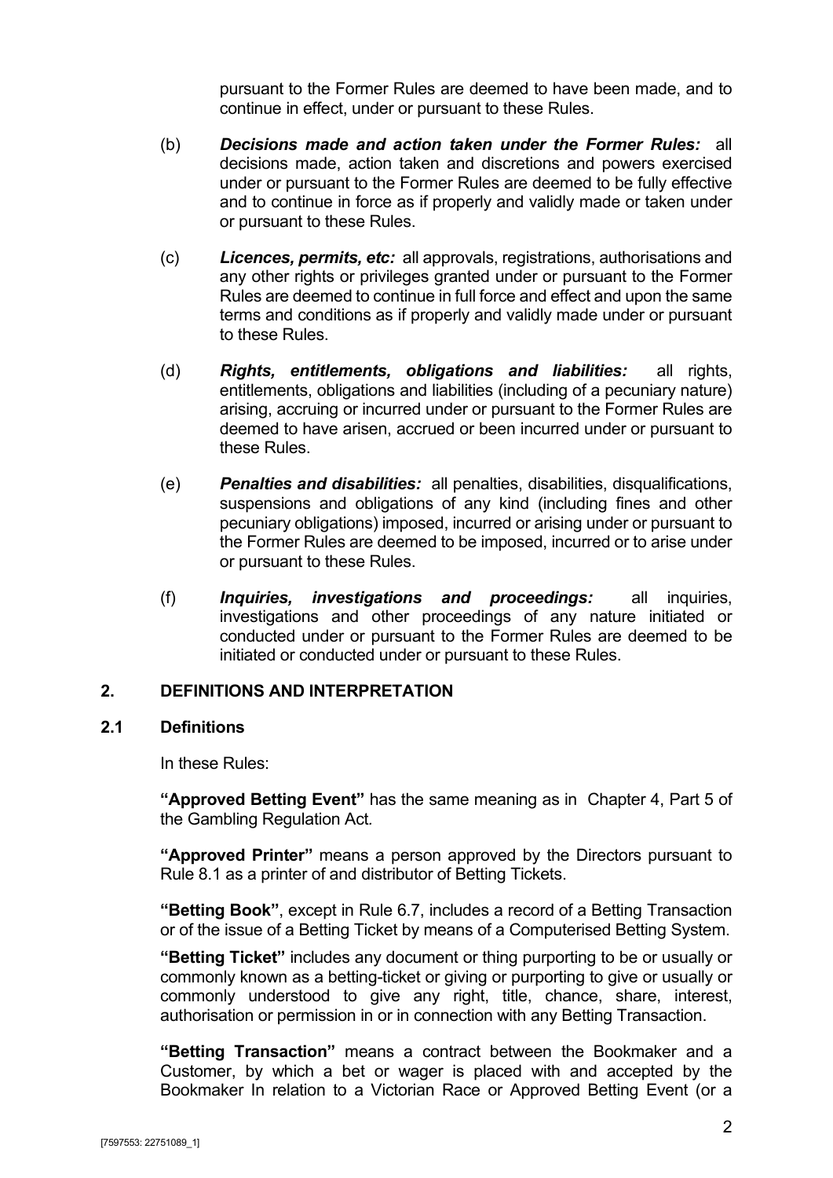pursuant to the Former Rules are deemed to have been made, and to continue in effect, under or pursuant to these Rules.

(b) ***Decisions made and action taken under the Former Rules:*** all decisions made, action taken and discretions and powers exercised under or pursuant to the Former Rules are deemed to be fully effective and to continue in force as if properly and validly made or taken under or pursuant to these Rules.

(c) ***Licences, permits, etc:*** all approvals, registrations, authorisations and any other rights or privileges granted under or pursuant to the Former Rules are deemed to continue in full force and effect and upon the same terms and conditions as if properly and validly made under or pursuant to these Rules.

(d) ***Rights, entitlements, obligations and liabilities:*** all rights, entitlements, obligations and liabilities (including of a pecuniary nature) arising, accruing or incurred under or pursuant to the Former Rules are deemed to have arisen, accrued or been incurred under or pursuant to these Rules.

(e) ***Penalties and disabilities:*** all penalties, disabilities, disqualifications, suspensions and obligations of any kind (including fines and other pecuniary obligations) imposed, incurred or arising under or pursuant to the Former Rules are deemed to be imposed, incurred or to arise under or pursuant to these Rules.

(f) ***Inquiries, investigations and proceedings:*** all inquiries, investigations and other proceedings of any nature initiated or conducted under or pursuant to the Former Rules are deemed to be initiated or conducted under or pursuant to these Rules.

## 2. DEFINITIONS AND INTERPRETATION

### 2.1 Definitions

In these Rules:

**"Approved Betting Event"** has the same meaning as in Chapter 4, Part 5 of the Gambling Regulation Act.

**"Approved Printer"** means a person approved by the Directors pursuant to Rule 8.1 as a printer of and distributor of Betting Tickets.

**"Betting Book"**, except in Rule 6.7, includes a record of a Betting Transaction or of the issue of a Betting Ticket by means of a Computerised Betting System.

**"Betting Ticket"** includes any document or thing purporting to be or usually or commonly known as a betting-ticket or giving or purporting to give or usually or commonly understood to give any right, title, chance, share, interest, authorisation or permission in or in connection with any Betting Transaction.

**"Betting Transaction"** means a contract between the Bookmaker and a Customer, by which a bet or wager is placed with and accepted by the Bookmaker In relation to a Victorian Race or Approved Betting Event (or a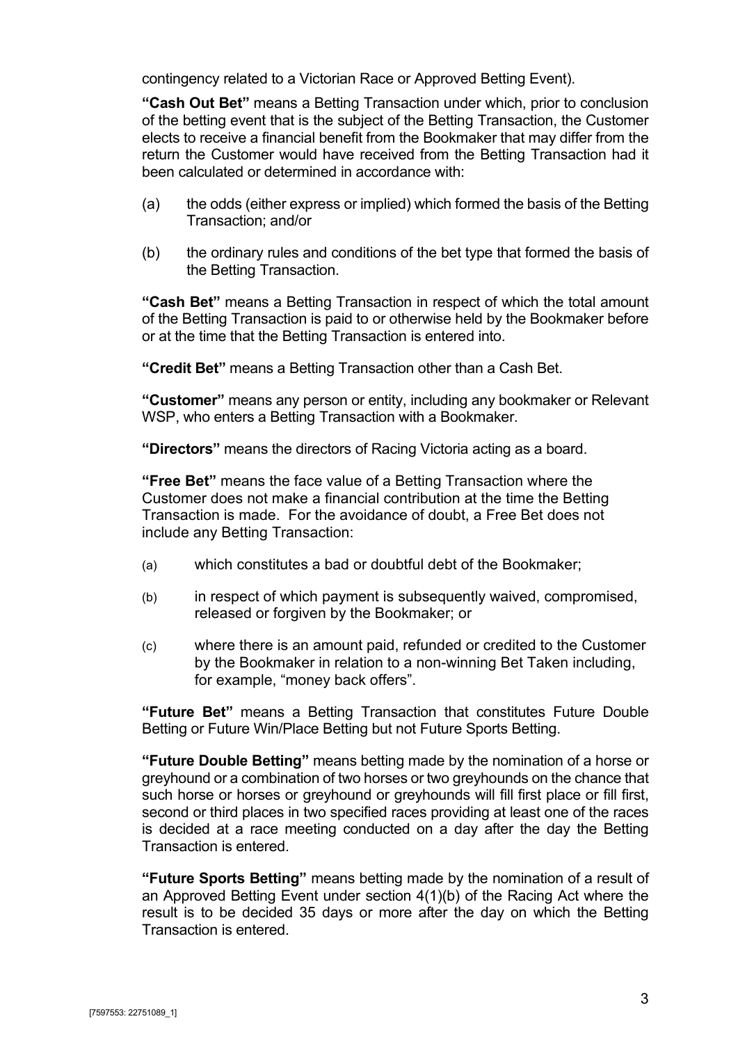contingency related to a Victorian Race or Approved Betting Event).

**"Cash Out Bet"** means a Betting Transaction under which, prior to conclusion of the betting event that is the subject of the Betting Transaction, the Customer elects to receive a financial benefit from the Bookmaker that may differ from the return the Customer would have received from the Betting Transaction had it been calculated or determined in accordance with:

(a) the odds (either express or implied) which formed the basis of the Betting Transaction; and/or

(b) the ordinary rules and conditions of the bet type that formed the basis of the Betting Transaction.

**"Cash Bet"** means a Betting Transaction in respect of which the total amount of the Betting Transaction is paid to or otherwise held by the Bookmaker before or at the time that the Betting Transaction is entered into.

**"Credit Bet"** means a Betting Transaction other than a Cash Bet.

**"Customer"** means any person or entity, including any bookmaker or Relevant WSP, who enters a Betting Transaction with a Bookmaker.

**"Directors"** means the directors of Racing Victoria acting as a board.

**"Free Bet"** means the face value of a Betting Transaction where the Customer does not make a financial contribution at the time the Betting Transaction is made. For the avoidance of doubt, a Free Bet does not include any Betting Transaction:

(a) which constitutes a bad or doubtful debt of the Bookmaker;

(b) in respect of which payment is subsequently waived, compromised, released or forgiven by the Bookmaker; or

(c) where there is an amount paid, refunded or credited to the Customer by the Bookmaker in relation to a non-winning Bet Taken including, for example, "money back offers".

**"Future Bet"** means a Betting Transaction that constitutes Future Double Betting or Future Win/Place Betting but not Future Sports Betting.

**"Future Double Betting"** means betting made by the nomination of a horse or greyhound or a combination of two horses or two greyhounds on the chance that such horse or horses or greyhound or greyhounds will fill first place or fill first, second or third places in two specified races providing at least one of the races is decided at a race meeting conducted on a day after the day the Betting Transaction is entered.

**"Future Sports Betting"** means betting made by the nomination of a result of an Approved Betting Event under section 4(1)(b) of the Racing Act where the result is to be decided 35 days or more after the day on which the Betting Transaction is entered.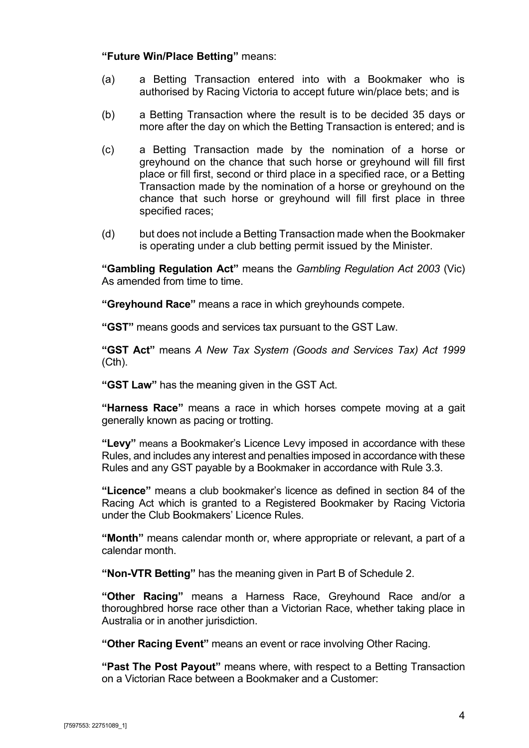**"Future Win/Place Betting"** means:

(a) a Betting Transaction entered into with a Bookmaker who is authorised by Racing Victoria to accept future win/place bets; and is

(b) a Betting Transaction where the result is to be decided 35 days or more after the day on which the Betting Transaction is entered; and is

(c) a Betting Transaction made by the nomination of a horse or greyhound on the chance that such horse or greyhound will fill first place or fill first, second or third place in a specified race, or a Betting Transaction made by the nomination of a horse or greyhound on the chance that such horse or greyhound will fill first place in three specified races;

(d) but does not include a Betting Transaction made when the Bookmaker is operating under a club betting permit issued by the Minister.

**"Gambling Regulation Act"** means the *Gambling Regulation Act 2003* (Vic) As amended from time to time.

**"Greyhound Race"** means a race in which greyhounds compete.

**"GST"** means goods and services tax pursuant to the GST Law.

**"GST Act"** means *A New Tax System (Goods and Services Tax) Act 1999* (Cth).

**"GST Law"** has the meaning given in the GST Act.

**"Harness Race"** means a race in which horses compete moving at a gait generally known as pacing or trotting.

**"Levy"** means a Bookmaker's Licence Levy imposed in accordance with these Rules, and includes any interest and penalties imposed in accordance with these Rules and any GST payable by a Bookmaker in accordance with Rule 3.3.

**"Licence"** means a club bookmaker's licence as defined in section 84 of the Racing Act which is granted to a Registered Bookmaker by Racing Victoria under the Club Bookmakers' Licence Rules.

**"Month"** means calendar month or, where appropriate or relevant, a part of a calendar month.

**"Non-VTR Betting"** has the meaning given in Part B of Schedule 2.

**"Other Racing"** means a Harness Race, Greyhound Race and/or a thoroughbred horse race other than a Victorian Race, whether taking place in Australia or in another jurisdiction.

**"Other Racing Event"** means an event or race involving Other Racing.

**"Past The Post Payout"** means where, with respect to a Betting Transaction on a Victorian Race between a Bookmaker and a Customer: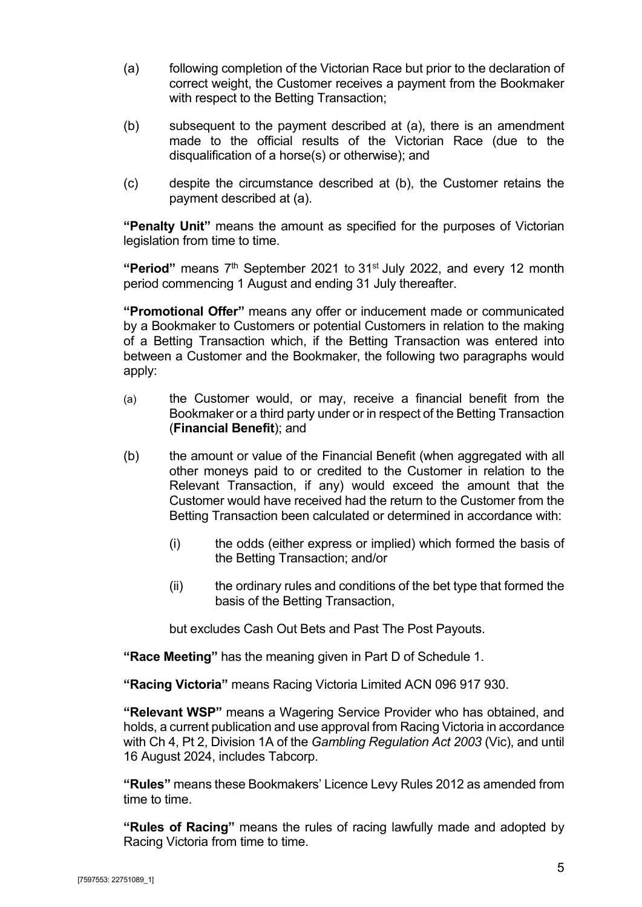(a) following completion of the Victorian Race but prior to the declaration of correct weight, the Customer receives a payment from the Bookmaker with respect to the Betting Transaction;

(b) subsequent to the payment described at (a), there is an amendment made to the official results of the Victorian Race (due to the disqualification of a horse(s) or otherwise); and

(c) despite the circumstance described at (b), the Customer retains the payment described at (a).

**"Penalty Unit"** means the amount as specified for the purposes of Victorian legislation from time to time.

**"Period"** means 7th September 2021 to 31st July 2022, and every 12 month period commencing 1 August and ending 31 July thereafter.

**"Promotional Offer"** means any offer or inducement made or communicated by a Bookmaker to Customers or potential Customers in relation to the making of a Betting Transaction which, if the Betting Transaction was entered into between a Customer and the Bookmaker, the following two paragraphs would apply:

(a) the Customer would, or may, receive a financial benefit from the Bookmaker or a third party under or in respect of the Betting Transaction (**Financial Benefit**); and

(b) the amount or value of the Financial Benefit (when aggregated with all other moneys paid to or credited to the Customer in relation to the Relevant Transaction, if any) would exceed the amount that the Customer would have received had the return to the Customer from the Betting Transaction been calculated or determined in accordance with:

   (i) the odds (either express or implied) which formed the basis of the Betting Transaction; and/or

   (ii) the ordinary rules and conditions of the bet type that formed the basis of the Betting Transaction,

but excludes Cash Out Bets and Past The Post Payouts.

**"Race Meeting"** has the meaning given in Part D of Schedule 1.

**"Racing Victoria"** means Racing Victoria Limited ACN 096 917 930.

**"Relevant WSP"** means a Wagering Service Provider who has obtained, and holds, a current publication and use approval from Racing Victoria in accordance with Ch 4, Pt 2, Division 1A of the *Gambling Regulation Act 2003* (Vic), and until 16 August 2024, includes Tabcorp.

**"Rules"** means these Bookmakers' Licence Levy Rules 2012 as amended from time to time.

**"Rules of Racing"** means the rules of racing lawfully made and adopted by Racing Victoria from time to time.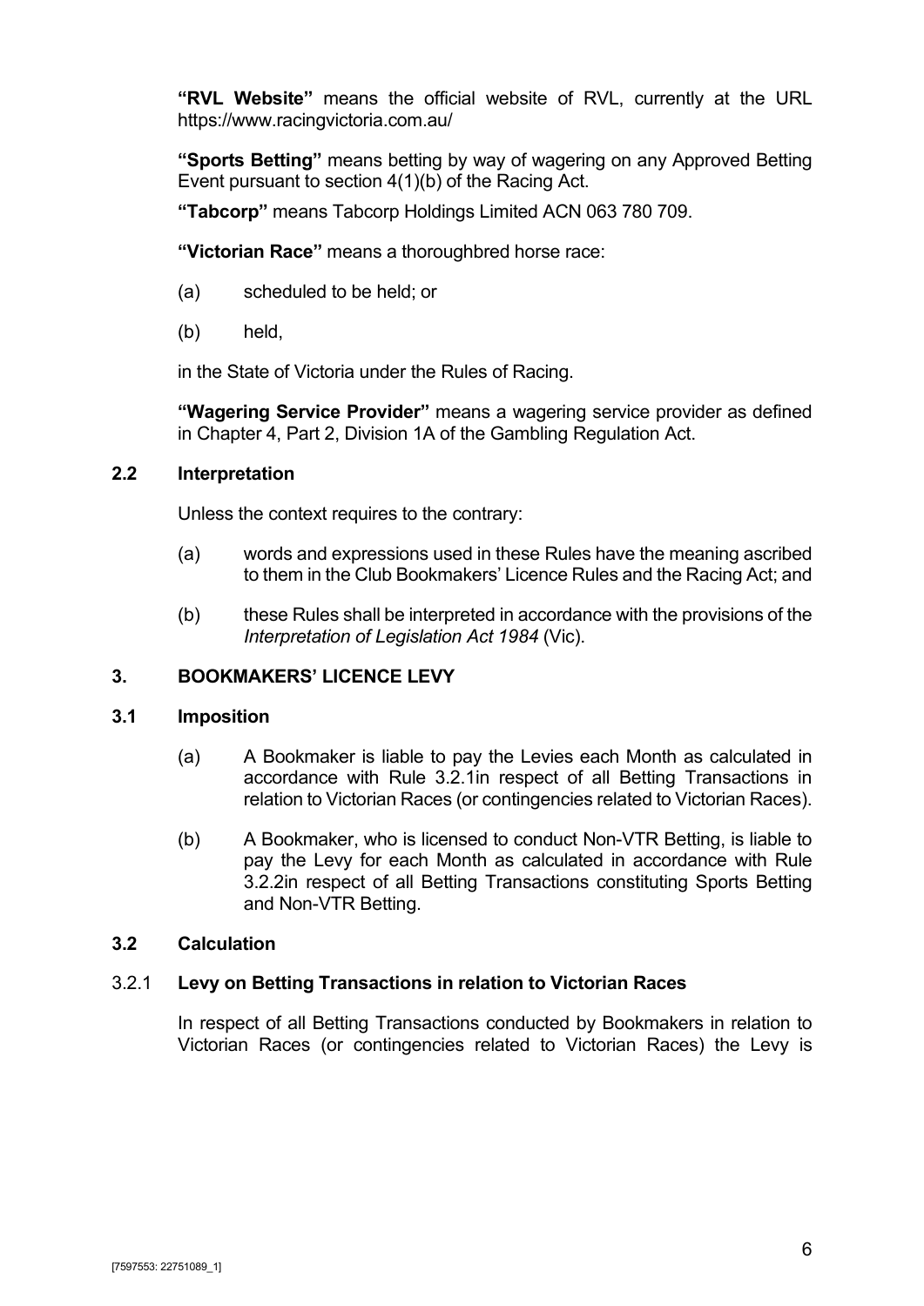**"RVL Website"** means the official website of RVL, currently at the URL https://www.racingvictoria.com.au/

**"Sports Betting"** means betting by way of wagering on any Approved Betting Event pursuant to section 4(1)(b) of the Racing Act.

**"Tabcorp"** means Tabcorp Holdings Limited ACN 063 780 709.

**"Victorian Race"** means a thoroughbred horse race:

(a) scheduled to be held; or

(b) held,

in the State of Victoria under the Rules of Racing.

**"Wagering Service Provider"** means a wagering service provider as defined in Chapter 4, Part 2, Division 1A of the Gambling Regulation Act.

### 2.2 Interpretation

Unless the context requires to the contrary:

(a) words and expressions used in these Rules have the meaning ascribed to them in the Club Bookmakers' Licence Rules and the Racing Act; and

(b) these Rules shall be interpreted in accordance with the provisions of the *Interpretation of Legislation Act 1984* (Vic).

## 3. BOOKMAKERS' LICENCE LEVY

### 3.1 Imposition

(a) A Bookmaker is liable to pay the Levies each Month as calculated in accordance with Rule 3.2.1in respect of all Betting Transactions in relation to Victorian Races (or contingencies related to Victorian Races).

(b) A Bookmaker, who is licensed to conduct Non-VTR Betting, is liable to pay the Levy for each Month as calculated in accordance with Rule 3.2.2in respect of all Betting Transactions constituting Sports Betting and Non-VTR Betting.

### 3.2 Calculation

#### 3.2.1 Levy on Betting Transactions in relation to Victorian Races

In respect of all Betting Transactions conducted by Bookmakers in relation to Victorian Races (or contingencies related to Victorian Races) the Levy is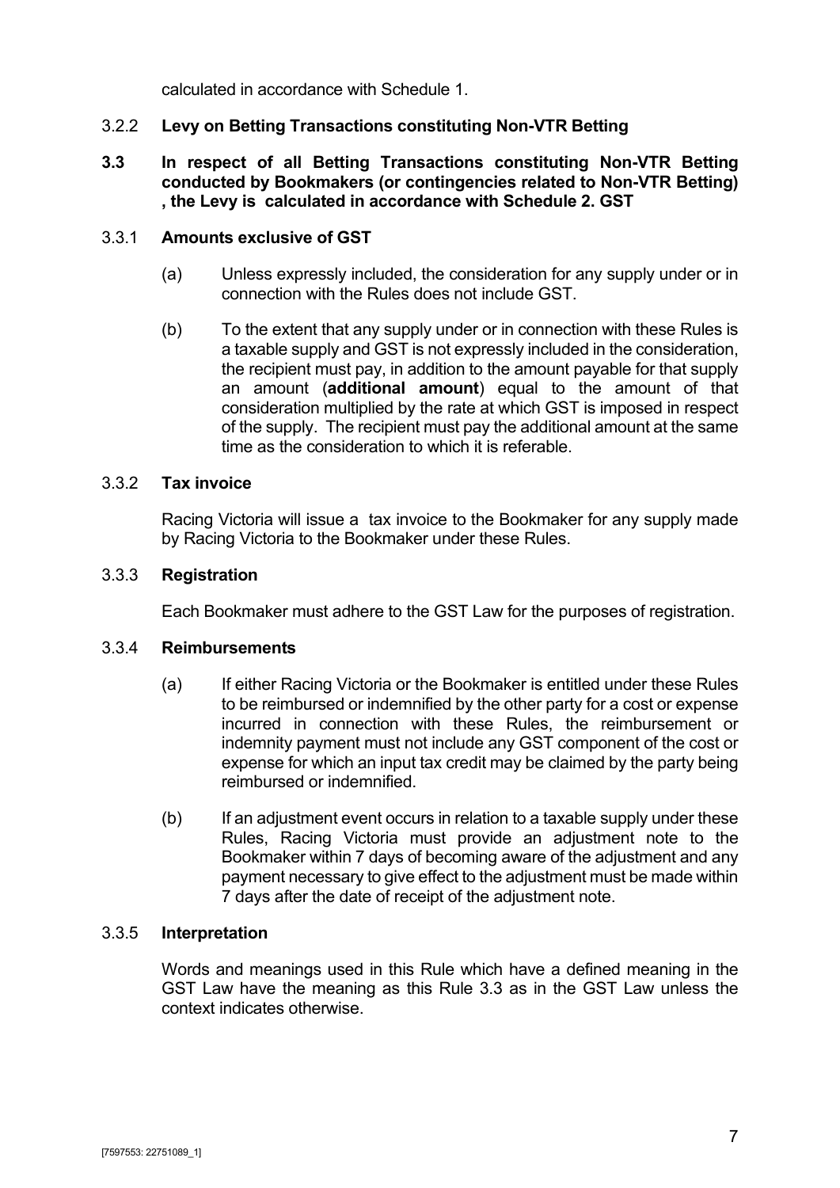calculated in accordance with Schedule 1.

### 3.2.2 Levy on Betting Transactions constituting Non-VTR Betting

## 3.3 In respect of all Betting Transactions constituting Non-VTR Betting conducted by Bookmakers (or contingencies related to Non-VTR Betting) , the Levy is calculated in accordance with Schedule 2. GST

### 3.3.1 Amounts exclusive of GST

(a) Unless expressly included, the consideration for any supply under or in connection with the Rules does not include GST.

(b) To the extent that any supply under or in connection with these Rules is a taxable supply and GST is not expressly included in the consideration, the recipient must pay, in addition to the amount payable for that supply an amount (**additional amount**) equal to the amount of that consideration multiplied by the rate at which GST is imposed in respect of the supply. The recipient must pay the additional amount at the same time as the consideration to which it is referable.

### 3.3.2 Tax invoice

Racing Victoria will issue a tax invoice to the Bookmaker for any supply made by Racing Victoria to the Bookmaker under these Rules.

### 3.3.3 Registration

Each Bookmaker must adhere to the GST Law for the purposes of registration.

### 3.3.4 Reimbursements

(a) If either Racing Victoria or the Bookmaker is entitled under these Rules to be reimbursed or indemnified by the other party for a cost or expense incurred in connection with these Rules, the reimbursement or indemnity payment must not include any GST component of the cost or expense for which an input tax credit may be claimed by the party being reimbursed or indemnified.

(b) If an adjustment event occurs in relation to a taxable supply under these Rules, Racing Victoria must provide an adjustment note to the Bookmaker within 7 days of becoming aware of the adjustment and any payment necessary to give effect to the adjustment must be made within 7 days after the date of receipt of the adjustment note.

### 3.3.5 Interpretation

Words and meanings used in this Rule which have a defined meaning in the GST Law have the meaning as this Rule 3.3 as in the GST Law unless the context indicates otherwise.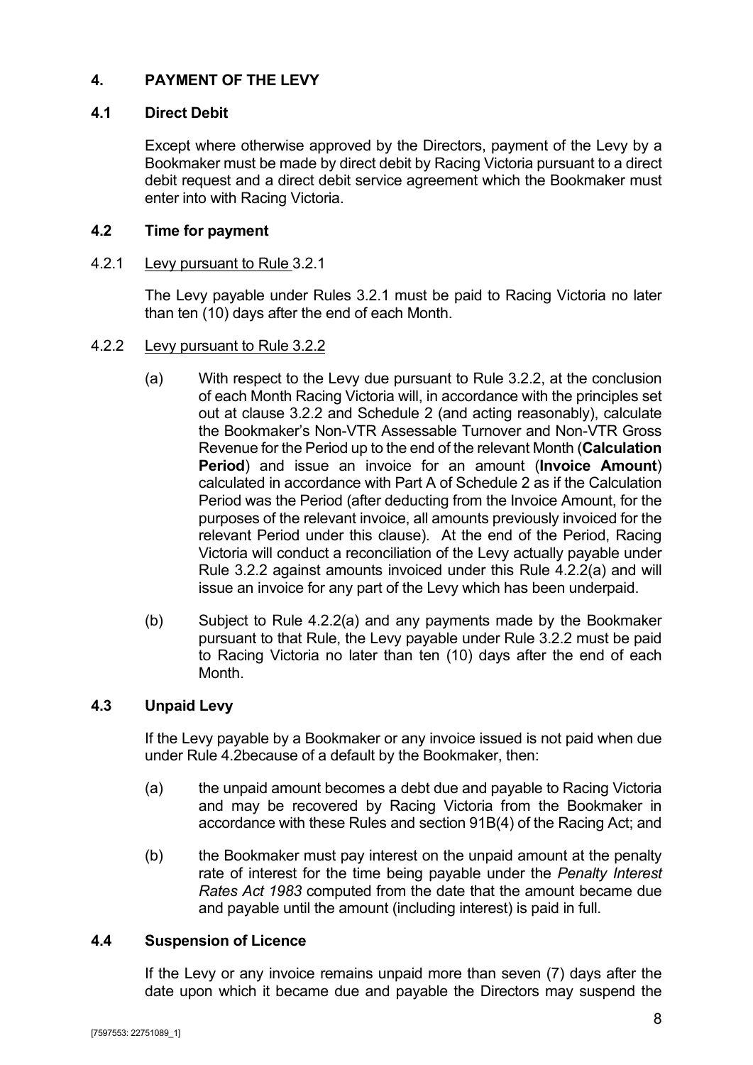## 4. PAYMENT OF THE LEVY

### 4.1 Direct Debit

Except where otherwise approved by the Directors, payment of the Levy by a Bookmaker must be made by direct debit by Racing Victoria pursuant to a direct debit request and a direct debit service agreement which the Bookmaker must enter into with Racing Victoria.

### 4.2 Time for payment

4.2.1 Levy pursuant to Rule 3.2.1

The Levy payable under Rules 3.2.1 must be paid to Racing Victoria no later than ten (10) days after the end of each Month.

4.2.2 Levy pursuant to Rule 3.2.2

(a) With respect to the Levy due pursuant to Rule 3.2.2, at the conclusion of each Month Racing Victoria will, in accordance with the principles set out at clause 3.2.2 and Schedule 2 (and acting reasonably), calculate the Bookmaker's Non-VTR Assessable Turnover and Non-VTR Gross Revenue for the Period up to the end of the relevant Month (**Calculation Period**) and issue an invoice for an amount (**Invoice Amount**) calculated in accordance with Part A of Schedule 2 as if the Calculation Period was the Period (after deducting from the Invoice Amount, for the purposes of the relevant invoice, all amounts previously invoiced for the relevant Period under this clause). At the end of the Period, Racing Victoria will conduct a reconciliation of the Levy actually payable under Rule 3.2.2 against amounts invoiced under this Rule 4.2.2(a) and will issue an invoice for any part of the Levy which has been underpaid.

(b) Subject to Rule 4.2.2(a) and any payments made by the Bookmaker pursuant to that Rule, the Levy payable under Rule 3.2.2 must be paid to Racing Victoria no later than ten (10) days after the end of each Month.

### 4.3 Unpaid Levy

If the Levy payable by a Bookmaker or any invoice issued is not paid when due under Rule 4.2because of a default by the Bookmaker, then:

(a) the unpaid amount becomes a debt due and payable to Racing Victoria and may be recovered by Racing Victoria from the Bookmaker in accordance with these Rules and section 91B(4) of the Racing Act; and

(b) the Bookmaker must pay interest on the unpaid amount at the penalty rate of interest for the time being payable under the *Penalty Interest Rates Act 1983* computed from the date that the amount became due and payable until the amount (including interest) is paid in full.

### 4.4 Suspension of Licence

If the Levy or any invoice remains unpaid more than seven (7) days after the date upon which it became due and payable the Directors may suspend the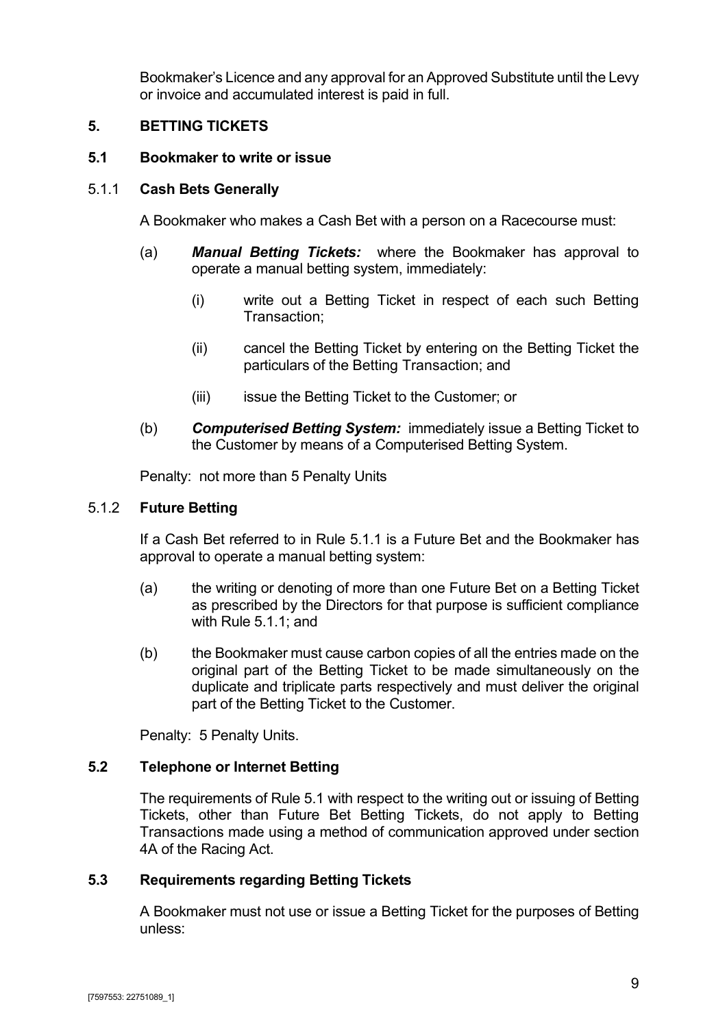Bookmaker's Licence and any approval for an Approved Substitute until the Levy or invoice and accumulated interest is paid in full.

## 5. BETTING TICKETS

### 5.1 Bookmaker to write or issue

#### 5.1.1 Cash Bets Generally

A Bookmaker who makes a Cash Bet with a person on a Racecourse must:

(a) ***Manual Betting Tickets:*** where the Bookmaker has approval to operate a manual betting system, immediately:

 (i) write out a Betting Ticket in respect of each such Betting Transaction;

 (ii) cancel the Betting Ticket by entering on the Betting Ticket the particulars of the Betting Transaction; and

 (iii) issue the Betting Ticket to the Customer; or

(b) ***Computerised Betting System:*** immediately issue a Betting Ticket to the Customer by means of a Computerised Betting System.

Penalty: not more than 5 Penalty Units

#### 5.1.2 Future Betting

If a Cash Bet referred to in Rule 5.1.1 is a Future Bet and the Bookmaker has approval to operate a manual betting system:

(a) the writing or denoting of more than one Future Bet on a Betting Ticket as prescribed by the Directors for that purpose is sufficient compliance with Rule 5.1.1; and

(b) the Bookmaker must cause carbon copies of all the entries made on the original part of the Betting Ticket to be made simultaneously on the duplicate and triplicate parts respectively and must deliver the original part of the Betting Ticket to the Customer.

Penalty: 5 Penalty Units.

### 5.2 Telephone or Internet Betting

The requirements of Rule 5.1 with respect to the writing out or issuing of Betting Tickets, other than Future Bet Betting Tickets, do not apply to Betting Transactions made using a method of communication approved under section 4A of the Racing Act.

### 5.3 Requirements regarding Betting Tickets

A Bookmaker must not use or issue a Betting Ticket for the purposes of Betting unless: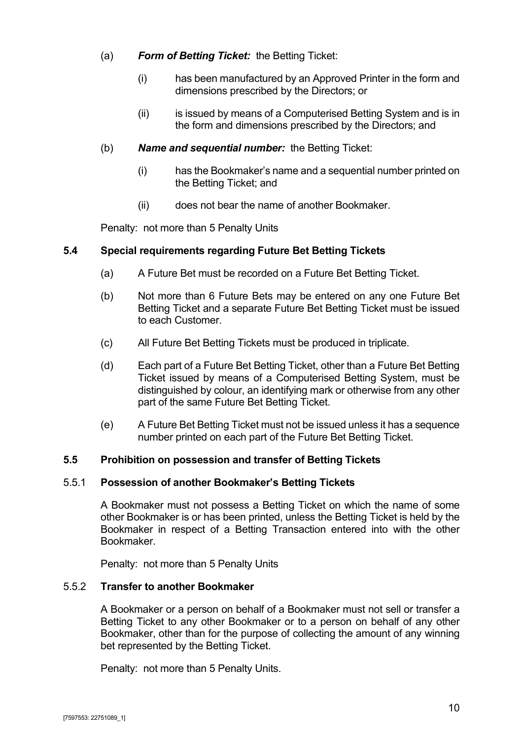(a) ***Form of Betting Ticket:*** the Betting Ticket:

  (i) has been manufactured by an Approved Printer in the form and dimensions prescribed by the Directors; or

  (ii) is issued by means of a Computerised Betting System and is in the form and dimensions prescribed by the Directors; and

(b) ***Name and sequential number:*** the Betting Ticket:

  (i) has the Bookmaker's name and a sequential number printed on the Betting Ticket; and

  (ii) does not bear the name of another Bookmaker.

Penalty: not more than 5 Penalty Units

### 5.4 Special requirements regarding Future Bet Betting Tickets

(a) A Future Bet must be recorded on a Future Bet Betting Ticket.

(b) Not more than 6 Future Bets may be entered on any one Future Bet Betting Ticket and a separate Future Bet Betting Ticket must be issued to each Customer.

(c) All Future Bet Betting Tickets must be produced in triplicate.

(d) Each part of a Future Bet Betting Ticket, other than a Future Bet Betting Ticket issued by means of a Computerised Betting System, must be distinguished by colour, an identifying mark or otherwise from any other part of the same Future Bet Betting Ticket.

(e) A Future Bet Betting Ticket must not be issued unless it has a sequence number printed on each part of the Future Bet Betting Ticket.

### 5.5 Prohibition on possession and transfer of Betting Tickets

#### 5.5.1 Possession of another Bookmaker's Betting Tickets

A Bookmaker must not possess a Betting Ticket on which the name of some other Bookmaker is or has been printed, unless the Betting Ticket is held by the Bookmaker in respect of a Betting Transaction entered into with the other Bookmaker.

Penalty: not more than 5 Penalty Units

#### 5.5.2 Transfer to another Bookmaker

A Bookmaker or a person on behalf of a Bookmaker must not sell or transfer a Betting Ticket to any other Bookmaker or to a person on behalf of any other Bookmaker, other than for the purpose of collecting the amount of any winning bet represented by the Betting Ticket.

Penalty: not more than 5 Penalty Units.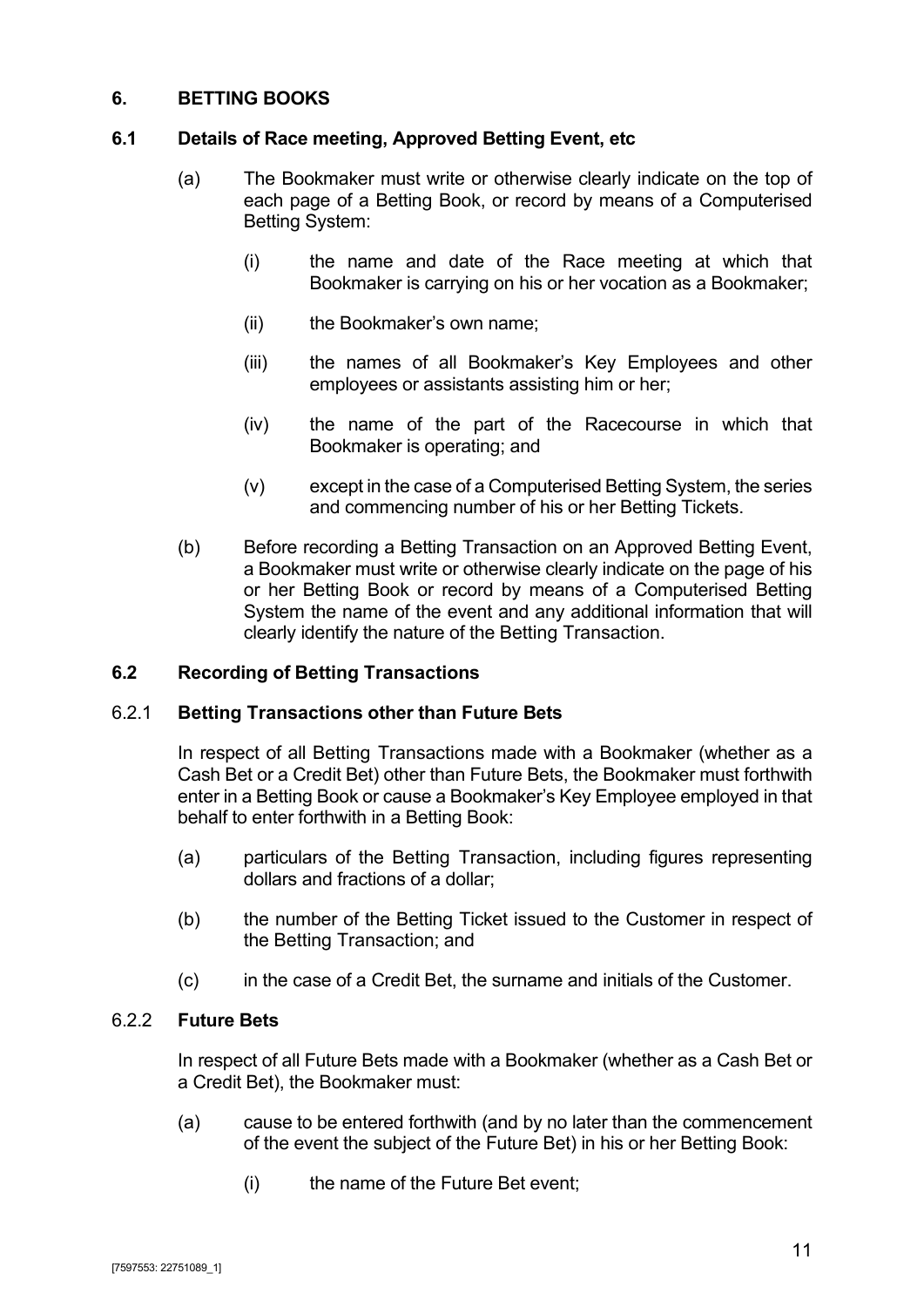## 6. BETTING BOOKS

### 6.1 Details of Race meeting, Approved Betting Event, etc

(a) The Bookmaker must write or otherwise clearly indicate on the top of each page of a Betting Book, or record by means of a Computerised Betting System:

(i) the name and date of the Race meeting at which that Bookmaker is carrying on his or her vocation as a Bookmaker;

(ii) the Bookmaker's own name;

(iii) the names of all Bookmaker's Key Employees and other employees or assistants assisting him or her;

(iv) the name of the part of the Racecourse in which that Bookmaker is operating; and

(v) except in the case of a Computerised Betting System, the series and commencing number of his or her Betting Tickets.

(b) Before recording a Betting Transaction on an Approved Betting Event, a Bookmaker must write or otherwise clearly indicate on the page of his or her Betting Book or record by means of a Computerised Betting System the name of the event and any additional information that will clearly identify the nature of the Betting Transaction.

### 6.2 Recording of Betting Transactions

#### 6.2.1 Betting Transactions other than Future Bets

In respect of all Betting Transactions made with a Bookmaker (whether as a Cash Bet or a Credit Bet) other than Future Bets, the Bookmaker must forthwith enter in a Betting Book or cause a Bookmaker's Key Employee employed in that behalf to enter forthwith in a Betting Book:

(a) particulars of the Betting Transaction, including figures representing dollars and fractions of a dollar;

(b) the number of the Betting Ticket issued to the Customer in respect of the Betting Transaction; and

(c) in the case of a Credit Bet, the surname and initials of the Customer.

#### 6.2.2 Future Bets

In respect of all Future Bets made with a Bookmaker (whether as a Cash Bet or a Credit Bet), the Bookmaker must:

(a) cause to be entered forthwith (and by no later than the commencement of the event the subject of the Future Bet) in his or her Betting Book:

(i) the name of the Future Bet event;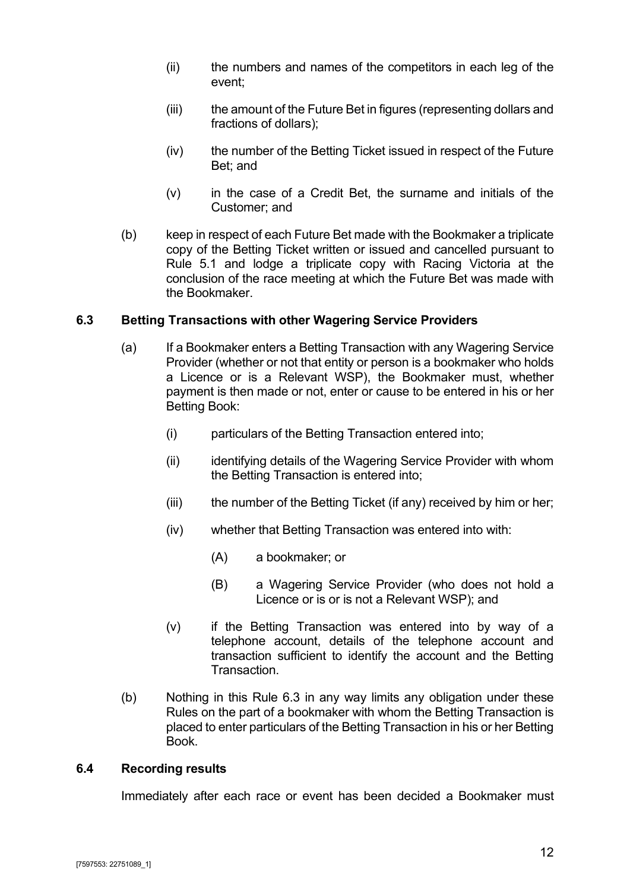(ii) the numbers and names of the competitors in each leg of the event;

(iii) the amount of the Future Bet in figures (representing dollars and fractions of dollars);

(iv) the number of the Betting Ticket issued in respect of the Future Bet; and

(v) in the case of a Credit Bet, the surname and initials of the Customer; and

(b) keep in respect of each Future Bet made with the Bookmaker a triplicate copy of the Betting Ticket written or issued and cancelled pursuant to Rule 5.1 and lodge a triplicate copy with Racing Victoria at the conclusion of the race meeting at which the Future Bet was made with the Bookmaker.

### 6.3 Betting Transactions with other Wagering Service Providers

(a) If a Bookmaker enters a Betting Transaction with any Wagering Service Provider (whether or not that entity or person is a bookmaker who holds a Licence or is a Relevant WSP), the Bookmaker must, whether payment is then made or not, enter or cause to be entered in his or her Betting Book:

(i) particulars of the Betting Transaction entered into;

(ii) identifying details of the Wagering Service Provider with whom the Betting Transaction is entered into;

(iii) the number of the Betting Ticket (if any) received by him or her;

(iv) whether that Betting Transaction was entered into with:

(A) a bookmaker; or

(B) a Wagering Service Provider (who does not hold a Licence or is or is not a Relevant WSP); and

(v) if the Betting Transaction was entered into by way of a telephone account, details of the telephone account and transaction sufficient to identify the account and the Betting Transaction.

(b) Nothing in this Rule 6.3 in any way limits any obligation under these Rules on the part of a bookmaker with whom the Betting Transaction is placed to enter particulars of the Betting Transaction in his or her Betting Book.

### 6.4 Recording results

Immediately after each race or event has been decided a Bookmaker must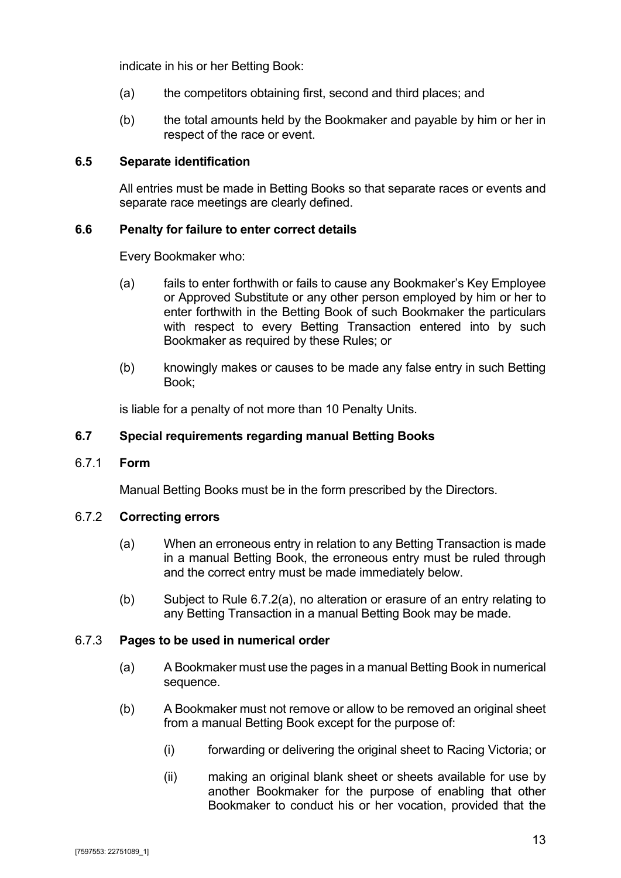indicate in his or her Betting Book:

(a) the competitors obtaining first, second and third places; and

(b) the total amounts held by the Bookmaker and payable by him or her in respect of the race or event.

### 6.5 Separate identification

All entries must be made in Betting Books so that separate races or events and separate race meetings are clearly defined.

### 6.6 Penalty for failure to enter correct details

Every Bookmaker who:

(a) fails to enter forthwith or fails to cause any Bookmaker's Key Employee or Approved Substitute or any other person employed by him or her to enter forthwith in the Betting Book of such Bookmaker the particulars with respect to every Betting Transaction entered into by such Bookmaker as required by these Rules; or

(b) knowingly makes or causes to be made any false entry in such Betting Book;

is liable for a penalty of not more than 10 Penalty Units.

### 6.7 Special requirements regarding manual Betting Books

#### 6.7.1 Form

Manual Betting Books must be in the form prescribed by the Directors.

#### 6.7.2 Correcting errors

(a) When an erroneous entry in relation to any Betting Transaction is made in a manual Betting Book, the erroneous entry must be ruled through and the correct entry must be made immediately below.

(b) Subject to Rule 6.7.2(a), no alteration or erasure of an entry relating to any Betting Transaction in a manual Betting Book may be made.

#### 6.7.3 Pages to be used in numerical order

(a) A Bookmaker must use the pages in a manual Betting Book in numerical sequence.

(b) A Bookmaker must not remove or allow to be removed an original sheet from a manual Betting Book except for the purpose of:

   (i) forwarding or delivering the original sheet to Racing Victoria; or

   (ii) making an original blank sheet or sheets available for use by another Bookmaker for the purpose of enabling that other Bookmaker to conduct his or her vocation, provided that the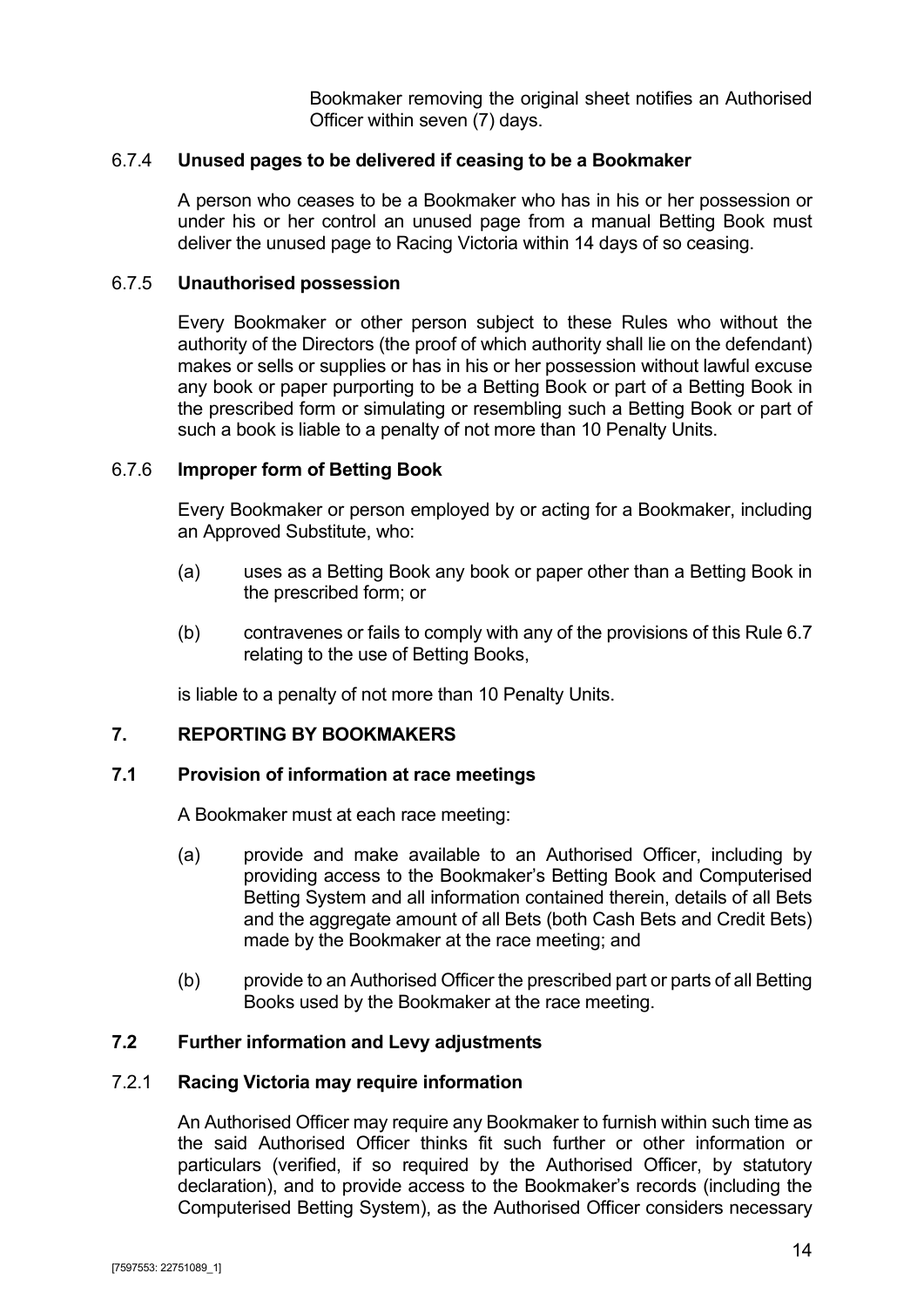Bookmaker removing the original sheet notifies an Authorised Officer within seven (7) days.

#### 6.7.4 **Unused pages to be delivered if ceasing to be a Bookmaker**

A person who ceases to be a Bookmaker who has in his or her possession or under his or her control an unused page from a manual Betting Book must deliver the unused page to Racing Victoria within 14 days of so ceasing.

#### 6.7.5 **Unauthorised possession**

Every Bookmaker or other person subject to these Rules who without the authority of the Directors (the proof of which authority shall lie on the defendant) makes or sells or supplies or has in his or her possession without lawful excuse any book or paper purporting to be a Betting Book or part of a Betting Book in the prescribed form or simulating or resembling such a Betting Book or part of such a book is liable to a penalty of not more than 10 Penalty Units.

#### 6.7.6 **Improper form of Betting Book**

Every Bookmaker or person employed by or acting for a Bookmaker, including an Approved Substitute, who:

(a) uses as a Betting Book any book or paper other than a Betting Book in the prescribed form; or

(b) contravenes or fails to comply with any of the provisions of this Rule 6.7 relating to the use of Betting Books,

is liable to a penalty of not more than 10 Penalty Units.

## 7. REPORTING BY BOOKMAKERS

### 7.1 Provision of information at race meetings

A Bookmaker must at each race meeting:

(a) provide and make available to an Authorised Officer, including by providing access to the Bookmaker's Betting Book and Computerised Betting System and all information contained therein, details of all Bets and the aggregate amount of all Bets (both Cash Bets and Credit Bets) made by the Bookmaker at the race meeting; and

(b) provide to an Authorised Officer the prescribed part or parts of all Betting Books used by the Bookmaker at the race meeting.

### 7.2 Further information and Levy adjustments

#### 7.2.1 **Racing Victoria may require information**

An Authorised Officer may require any Bookmaker to furnish within such time as the said Authorised Officer thinks fit such further or other information or particulars (verified, if so required by the Authorised Officer, by statutory declaration), and to provide access to the Bookmaker's records (including the Computerised Betting System), as the Authorised Officer considers necessary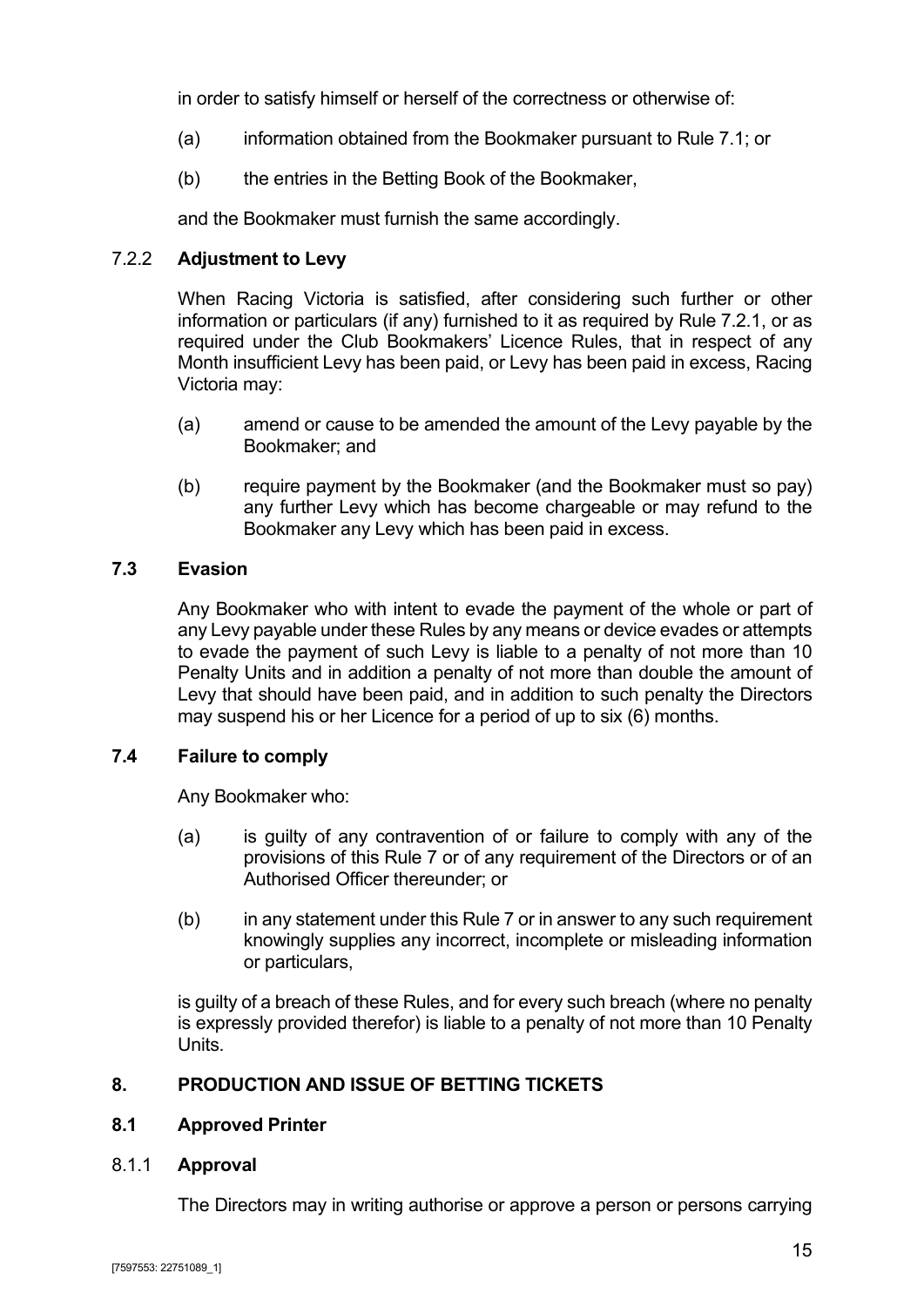in order to satisfy himself or herself of the correctness or otherwise of:

(a) information obtained from the Bookmaker pursuant to Rule 7.1; or

(b) the entries in the Betting Book of the Bookmaker,

and the Bookmaker must furnish the same accordingly.

#### 7.2.2 **Adjustment to Levy**

When Racing Victoria is satisfied, after considering such further or other information or particulars (if any) furnished to it as required by Rule 7.2.1, or as required under the Club Bookmakers' Licence Rules, that in respect of any Month insufficient Levy has been paid, or Levy has been paid in excess, Racing Victoria may:

(a) amend or cause to be amended the amount of the Levy payable by the Bookmaker; and

(b) require payment by the Bookmaker (and the Bookmaker must so pay) any further Levy which has become chargeable or may refund to the Bookmaker any Levy which has been paid in excess.

### 7.3 Evasion

Any Bookmaker who with intent to evade the payment of the whole or part of any Levy payable under these Rules by any means or device evades or attempts to evade the payment of such Levy is liable to a penalty of not more than 10 Penalty Units and in addition a penalty of not more than double the amount of Levy that should have been paid, and in addition to such penalty the Directors may suspend his or her Licence for a period of up to six (6) months.

### 7.4 Failure to comply

Any Bookmaker who:

(a) is guilty of any contravention of or failure to comply with any of the provisions of this Rule 7 or of any requirement of the Directors or of an Authorised Officer thereunder; or

(b) in any statement under this Rule 7 or in answer to any such requirement knowingly supplies any incorrect, incomplete or misleading information or particulars,

is guilty of a breach of these Rules, and for every such breach (where no penalty is expressly provided therefor) is liable to a penalty of not more than 10 Penalty Units.

## 8. PRODUCTION AND ISSUE OF BETTING TICKETS

### 8.1 Approved Printer

#### 8.1.1 **Approval**

The Directors may in writing authorise or approve a person or persons carrying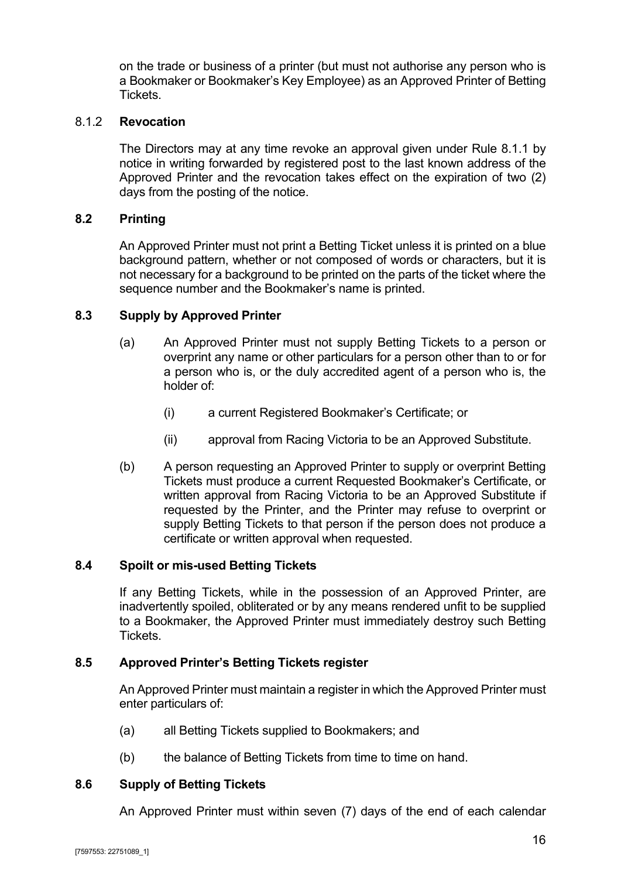on the trade or business of a printer (but must not authorise any person who is a Bookmaker or Bookmaker's Key Employee) as an Approved Printer of Betting Tickets.

### 8.1.2 Revocation

The Directors may at any time revoke an approval given under Rule 8.1.1 by notice in writing forwarded by registered post to the last known address of the Approved Printer and the revocation takes effect on the expiration of two (2) days from the posting of the notice.

## 8.2 Printing

An Approved Printer must not print a Betting Ticket unless it is printed on a blue background pattern, whether or not composed of words or characters, but it is not necessary for a background to be printed on the parts of the ticket where the sequence number and the Bookmaker's name is printed.

## 8.3 Supply by Approved Printer

(a) An Approved Printer must not supply Betting Tickets to a person or overprint any name or other particulars for a person other than to or for a person who is, or the duly accredited agent of a person who is, the holder of:

  (i) a current Registered Bookmaker's Certificate; or

  (ii) approval from Racing Victoria to be an Approved Substitute.

(b) A person requesting an Approved Printer to supply or overprint Betting Tickets must produce a current Requested Bookmaker's Certificate, or written approval from Racing Victoria to be an Approved Substitute if requested by the Printer, and the Printer may refuse to overprint or supply Betting Tickets to that person if the person does not produce a certificate or written approval when requested.

## 8.4 Spoilt or mis-used Betting Tickets

If any Betting Tickets, while in the possession of an Approved Printer, are inadvertently spoiled, obliterated or by any means rendered unfit to be supplied to a Bookmaker, the Approved Printer must immediately destroy such Betting Tickets.

## 8.5 Approved Printer's Betting Tickets register

An Approved Printer must maintain a register in which the Approved Printer must enter particulars of:

(a) all Betting Tickets supplied to Bookmakers; and

(b) the balance of Betting Tickets from time to time on hand.

## 8.6 Supply of Betting Tickets

An Approved Printer must within seven (7) days of the end of each calendar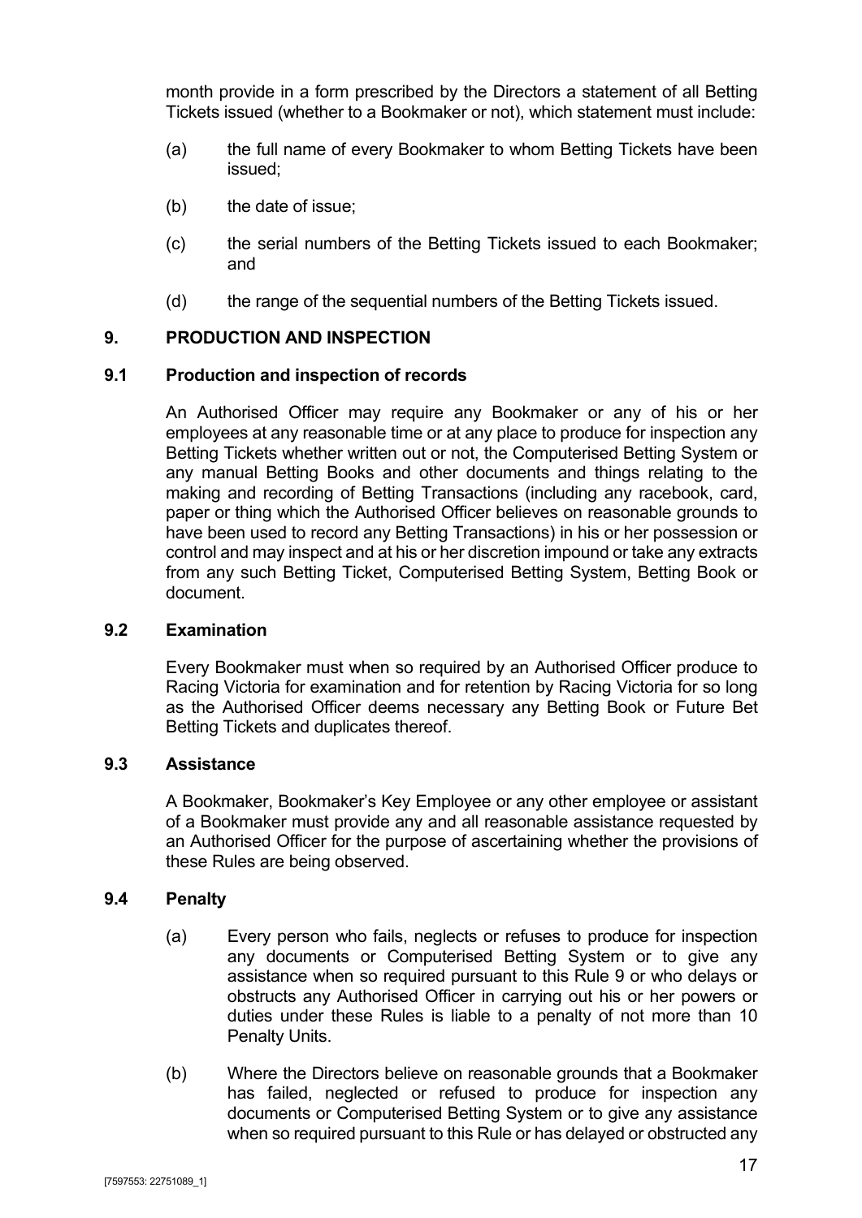month provide in a form prescribed by the Directors a statement of all Betting Tickets issued (whether to a Bookmaker or not), which statement must include:

(a) the full name of every Bookmaker to whom Betting Tickets have been issued;

(b) the date of issue;

(c) the serial numbers of the Betting Tickets issued to each Bookmaker; and

(d) the range of the sequential numbers of the Betting Tickets issued.

## 9. PRODUCTION AND INSPECTION

### 9.1 Production and inspection of records

An Authorised Officer may require any Bookmaker or any of his or her employees at any reasonable time or at any place to produce for inspection any Betting Tickets whether written out or not, the Computerised Betting System or any manual Betting Books and other documents and things relating to the making and recording of Betting Transactions (including any racebook, card, paper or thing which the Authorised Officer believes on reasonable grounds to have been used to record any Betting Transactions) in his or her possession or control and may inspect and at his or her discretion impound or take any extracts from any such Betting Ticket, Computerised Betting System, Betting Book or document.

### 9.2 Examination

Every Bookmaker must when so required by an Authorised Officer produce to Racing Victoria for examination and for retention by Racing Victoria for so long as the Authorised Officer deems necessary any Betting Book or Future Bet Betting Tickets and duplicates thereof.

### 9.3 Assistance

A Bookmaker, Bookmaker's Key Employee or any other employee or assistant of a Bookmaker must provide any and all reasonable assistance requested by an Authorised Officer for the purpose of ascertaining whether the provisions of these Rules are being observed.

### 9.4 Penalty

(a) Every person who fails, neglects or refuses to produce for inspection any documents or Computerised Betting System or to give any assistance when so required pursuant to this Rule 9 or who delays or obstructs any Authorised Officer in carrying out his or her powers or duties under these Rules is liable to a penalty of not more than 10 Penalty Units.

(b) Where the Directors believe on reasonable grounds that a Bookmaker has failed, neglected or refused to produce for inspection any documents or Computerised Betting System or to give any assistance when so required pursuant to this Rule or has delayed or obstructed any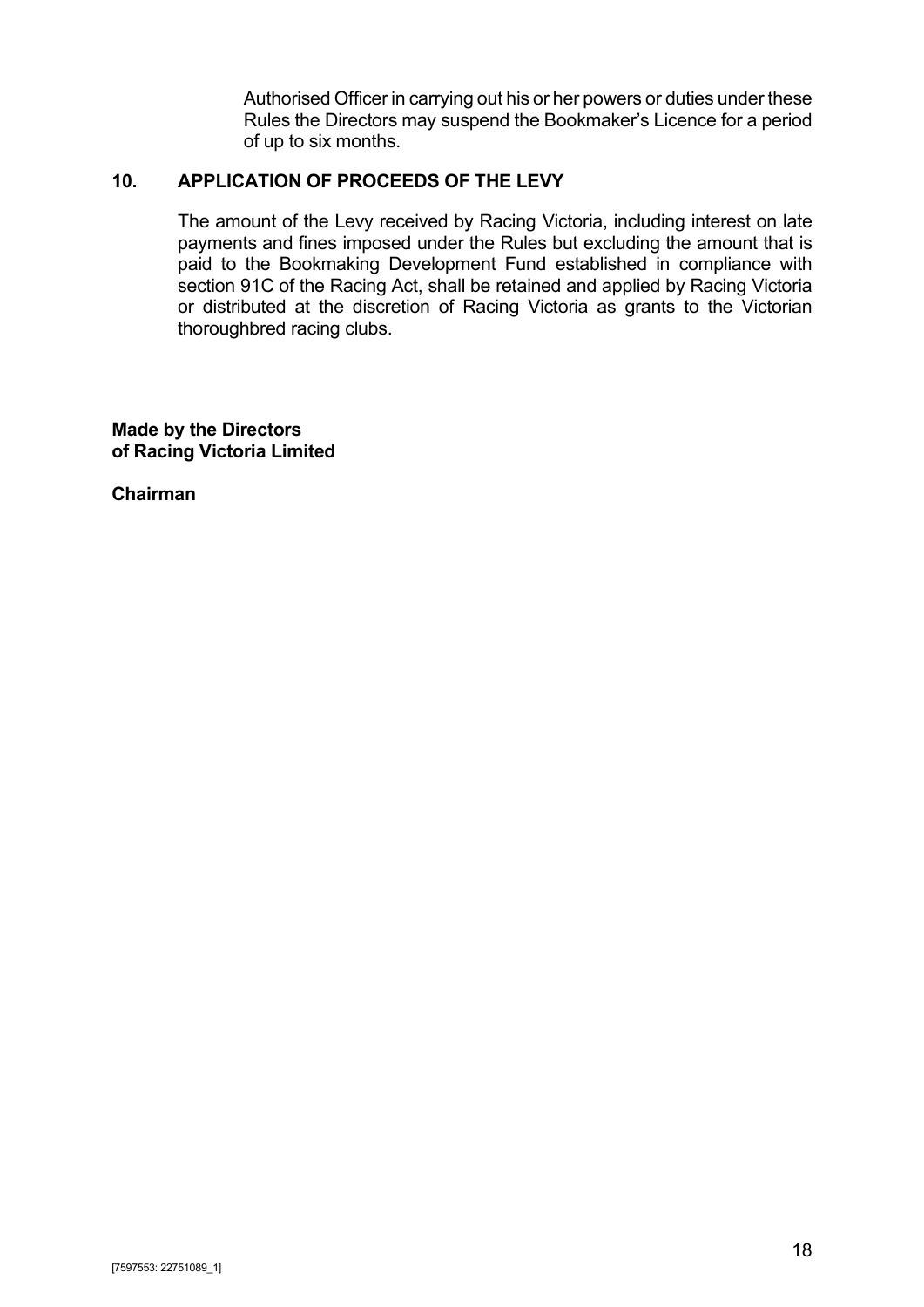Authorised Officer in carrying out his or her powers or duties under these Rules the Directors may suspend the Bookmaker's Licence for a period of up to six months.

## 10. APPLICATION OF PROCEEDS OF THE LEVY

The amount of the Levy received by Racing Victoria, including interest on late payments and fines imposed under the Rules but excluding the amount that is paid to the Bookmaking Development Fund established in compliance with section 91C of the Racing Act, shall be retained and applied by Racing Victoria or distributed at the discretion of Racing Victoria as grants to the Victorian thoroughbred racing clubs.

**Made by the Directors of Racing Victoria Limited**

**Chairman**

[7597553: 22751089_1]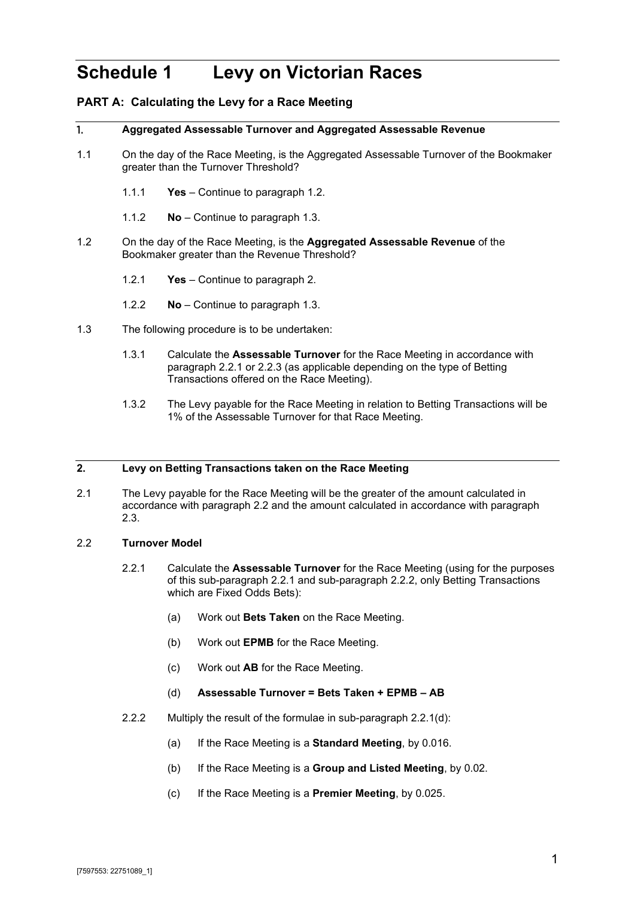# Schedule 1 Levy on Victorian Races

## PART A: Calculating the Levy for a Race Meeting

### 1. Aggregated Assessable Turnover and Aggregated Assessable Revenue

1.1 On the day of the Race Meeting, is the Aggregated Assessable Turnover of the Bookmaker greater than the Turnover Threshold?

- 1.1.1 **Yes** – Continue to paragraph 1.2.
- 1.1.2 **No** – Continue to paragraph 1.3.

1.2 On the day of the Race Meeting, is the **Aggregated Assessable Revenue** of the Bookmaker greater than the Revenue Threshold?

- 1.2.1 **Yes** – Continue to paragraph 2.
- 1.2.2 **No** – Continue to paragraph 1.3.

1.3 The following procedure is to be undertaken:

- 1.3.1 Calculate the **Assessable Turnover** for the Race Meeting in accordance with paragraph 2.2.1 or 2.2.3 (as applicable depending on the type of Betting Transactions offered on the Race Meeting).
- 1.3.2 The Levy payable for the Race Meeting in relation to Betting Transactions will be 1% of the Assessable Turnover for that Race Meeting.

### 2. Levy on Betting Transactions taken on the Race Meeting

2.1 The Levy payable for the Race Meeting will be the greater of the amount calculated in accordance with paragraph 2.2 and the amount calculated in accordance with paragraph 2.3.

2.2 **Turnover Model**

- 2.2.1 Calculate the **Assessable Turnover** for the Race Meeting (using for the purposes of this sub-paragraph 2.2.1 and sub-paragraph 2.2.2, only Betting Transactions which are Fixed Odds Bets):
  - (a) Work out **Bets Taken** on the Race Meeting.
  - (b) Work out **EPMB** for the Race Meeting.
  - (c) Work out **AB** for the Race Meeting.
  - (d) **Assessable Turnover = Bets Taken + EPMB – AB**
- 2.2.2 Multiply the result of the formulae in sub-paragraph 2.2.1(d):
  - (a) If the Race Meeting is a **Standard Meeting**, by 0.016.
  - (b) If the Race Meeting is a **Group and Listed Meeting**, by 0.02.
  - (c) If the Race Meeting is a **Premier Meeting**, by 0.025.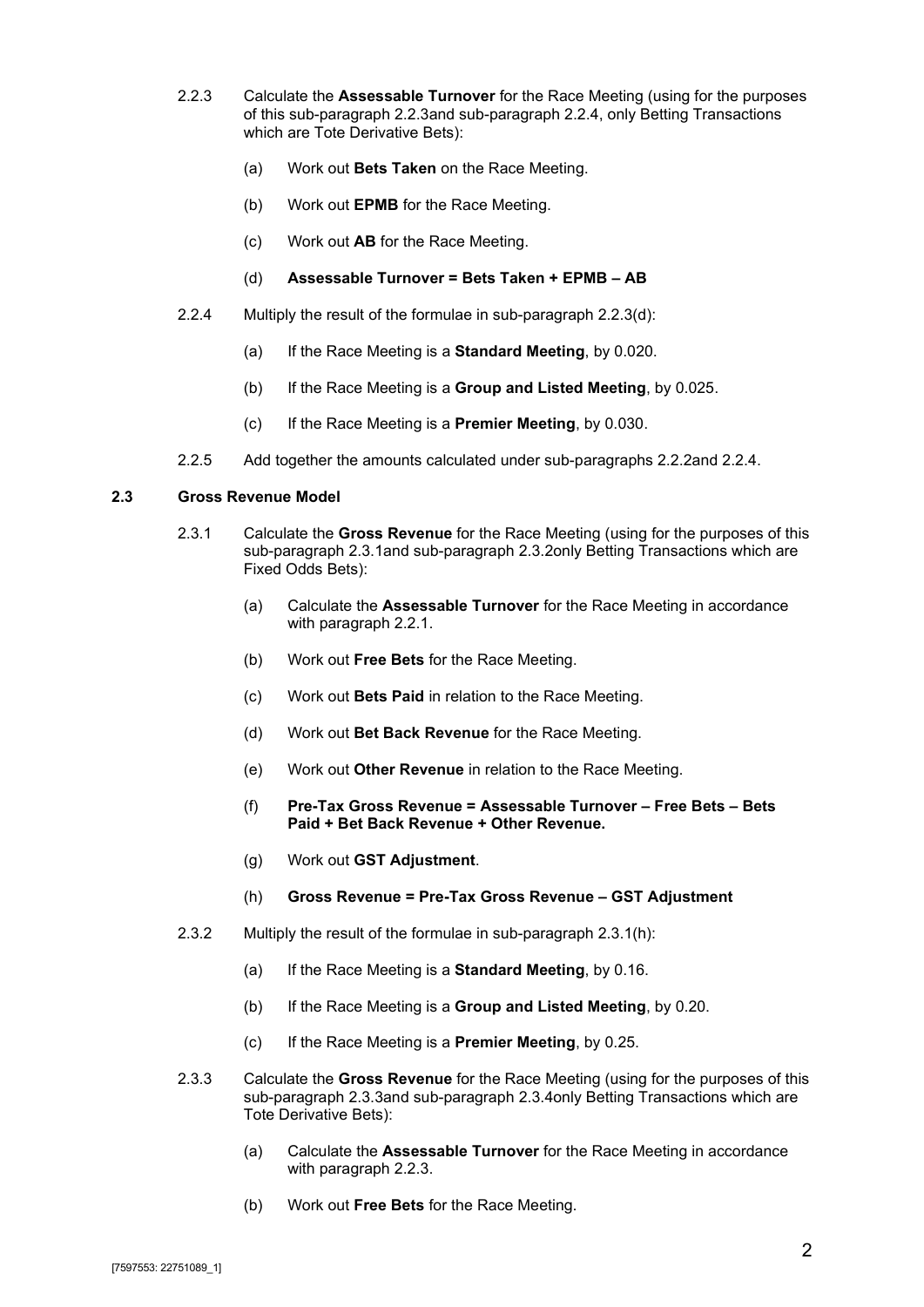2.2.3 Calculate the **Assessable Turnover** for the Race Meeting (using for the purposes of this sub-paragraph 2.2.3and sub-paragraph 2.2.4, only Betting Transactions which are Tote Derivative Bets):

(a) Work out **Bets Taken** on the Race Meeting.

(b) Work out **EPMB** for the Race Meeting.

(c) Work out **AB** for the Race Meeting.

(d) **Assessable Turnover = Bets Taken + EPMB – AB**

2.2.4 Multiply the result of the formulae in sub-paragraph 2.2.3(d):

(a) If the Race Meeting is a **Standard Meeting**, by 0.020.

(b) If the Race Meeting is a **Group and Listed Meeting**, by 0.025.

(c) If the Race Meeting is a **Premier Meeting**, by 0.030.

2.2.5 Add together the amounts calculated under sub-paragraphs 2.2.2and 2.2.4.

**2.3 Gross Revenue Model**

2.3.1 Calculate the **Gross Revenue** for the Race Meeting (using for the purposes of this sub-paragraph 2.3.1and sub-paragraph 2.3.2only Betting Transactions which are Fixed Odds Bets):

(a) Calculate the **Assessable Turnover** for the Race Meeting in accordance with paragraph 2.2.1.

(b) Work out **Free Bets** for the Race Meeting.

(c) Work out **Bets Paid** in relation to the Race Meeting.

(d) Work out **Bet Back Revenue** for the Race Meeting.

(e) Work out **Other Revenue** in relation to the Race Meeting.

(f) **Pre-Tax Gross Revenue = Assessable Turnover – Free Bets – Bets Paid + Bet Back Revenue + Other Revenue.**

(g) Work out **GST Adjustment**.

(h) **Gross Revenue = Pre-Tax Gross Revenue – GST Adjustment**

2.3.2 Multiply the result of the formulae in sub-paragraph 2.3.1(h):

(a) If the Race Meeting is a **Standard Meeting**, by 0.16.

(b) If the Race Meeting is a **Group and Listed Meeting**, by 0.20.

(c) If the Race Meeting is a **Premier Meeting**, by 0.25.

2.3.3 Calculate the **Gross Revenue** for the Race Meeting (using for the purposes of this sub-paragraph 2.3.3and sub-paragraph 2.3.4only Betting Transactions which are Tote Derivative Bets):

(a) Calculate the **Assessable Turnover** for the Race Meeting in accordance with paragraph 2.2.3.

(b) Work out **Free Bets** for the Race Meeting.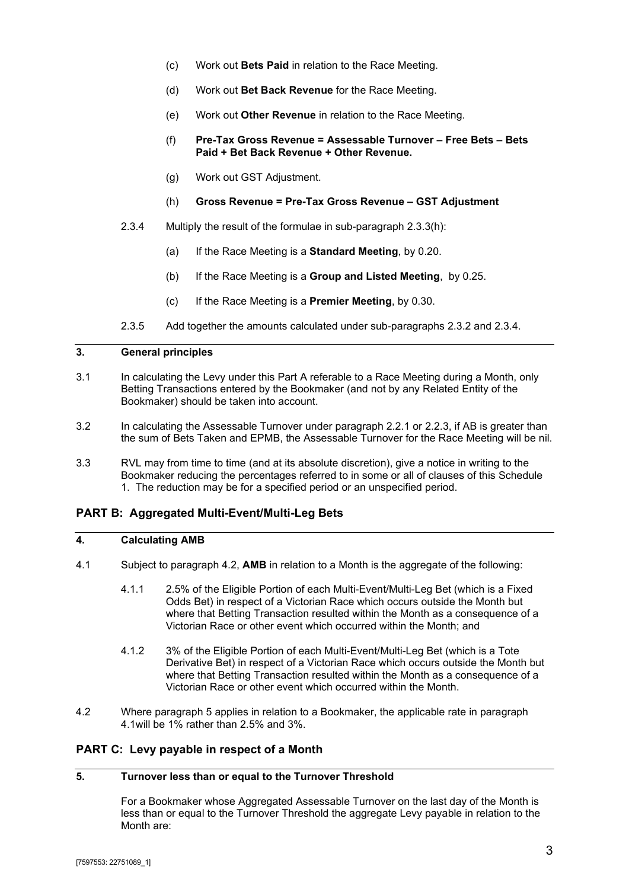(c) Work out **Bets Paid** in relation to the Race Meeting.

(d) Work out **Bet Back Revenue** for the Race Meeting.

(e) Work out **Other Revenue** in relation to the Race Meeting.

(f) **Pre-Tax Gross Revenue = Assessable Turnover – Free Bets – Bets Paid + Bet Back Revenue + Other Revenue.**

(g) Work out GST Adjustment.

(h) **Gross Revenue = Pre-Tax Gross Revenue – GST Adjustment**

2.3.4 Multiply the result of the formulae in sub-paragraph 2.3.3(h):

(a) If the Race Meeting is a **Standard Meeting**, by 0.20.

(b) If the Race Meeting is a **Group and Listed Meeting**, by 0.25.

(c) If the Race Meeting is a **Premier Meeting**, by 0.30.

2.3.5 Add together the amounts calculated under sub-paragraphs 2.3.2 and 2.3.4.

### 3. General principles

3.1 In calculating the Levy under this Part A referable to a Race Meeting during a Month, only Betting Transactions entered by the Bookmaker (and not by any Related Entity of the Bookmaker) should be taken into account.

3.2 In calculating the Assessable Turnover under paragraph 2.2.1 or 2.2.3, if AB is greater than the sum of Bets Taken and EPMB, the Assessable Turnover for the Race Meeting will be nil.

3.3 RVL may from time to time (and at its absolute discretion), give a notice in writing to the Bookmaker reducing the percentages referred to in some or all of clauses of this Schedule 1. The reduction may be for a specified period or an unspecified period.

## PART B: Aggregated Multi-Event/Multi-Leg Bets

### 4. Calculating AMB

4.1 Subject to paragraph 4.2, **AMB** in relation to a Month is the aggregate of the following:

4.1.1 2.5% of the Eligible Portion of each Multi-Event/Multi-Leg Bet (which is a Fixed Odds Bet) in respect of a Victorian Race which occurs outside the Month but where that Betting Transaction resulted within the Month as a consequence of a Victorian Race or other event which occurred within the Month; and

4.1.2 3% of the Eligible Portion of each Multi-Event/Multi-Leg Bet (which is a Tote Derivative Bet) in respect of a Victorian Race which occurs outside the Month but where that Betting Transaction resulted within the Month as a consequence of a Victorian Race or other event which occurred within the Month.

4.2 Where paragraph 5 applies in relation to a Bookmaker, the applicable rate in paragraph 4.1will be 1% rather than 2.5% and 3%.

## PART C: Levy payable in respect of a Month

### 5. Turnover less than or equal to the Turnover Threshold

For a Bookmaker whose Aggregated Assessable Turnover on the last day of the Month is less than or equal to the Turnover Threshold the aggregate Levy payable in relation to the Month are: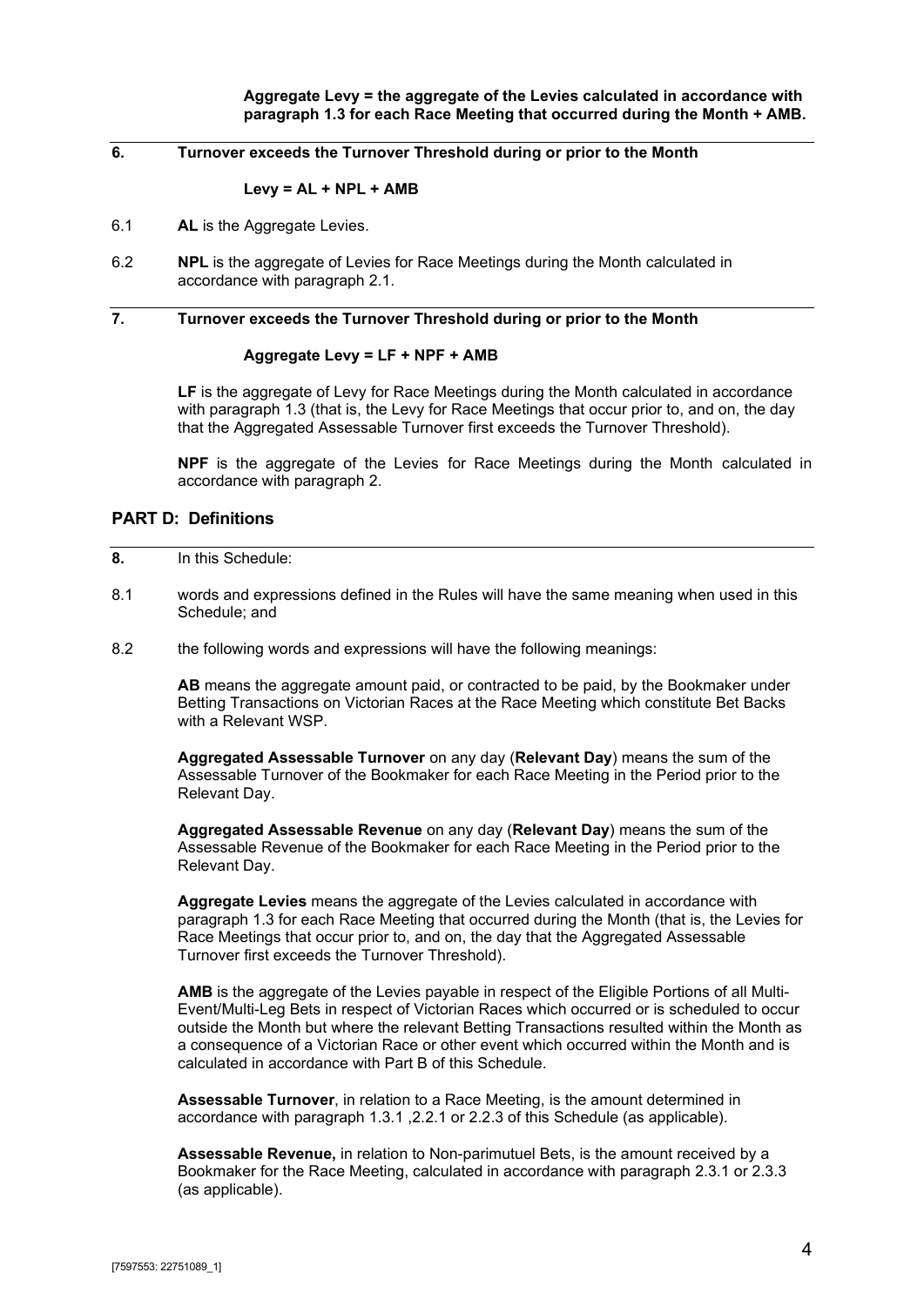**Aggregate Levy = the aggregate of the Levies calculated in accordance with paragraph 1.3 for each Race Meeting that occurred during the Month + AMB.**

**6. Turnover exceeds the Turnover Threshold during or prior to the Month**

**Levy = AL + NPL + AMB**

6.1 **AL** is the Aggregate Levies.

6.2 **NPL** is the aggregate of Levies for Race Meetings during the Month calculated in accordance with paragraph 2.1.

**7. Turnover exceeds the Turnover Threshold during or prior to the Month**

**Aggregate Levy = LF + NPF + AMB**

**LF** is the aggregate of Levy for Race Meetings during the Month calculated in accordance with paragraph 1.3 (that is, the Levy for Race Meetings that occur prior to, and on, the day that the Aggregated Assessable Turnover first exceeds the Turnover Threshold).

**NPF** is the aggregate of the Levies for Race Meetings during the Month calculated in accordance with paragraph 2.

## PART D: Definitions

**8.** In this Schedule:

8.1 words and expressions defined in the Rules will have the same meaning when used in this Schedule; and

8.2 the following words and expressions will have the following meanings:

**AB** means the aggregate amount paid, or contracted to be paid, by the Bookmaker under Betting Transactions on Victorian Races at the Race Meeting which constitute Bet Backs with a Relevant WSP.

**Aggregated Assessable Turnover** on any day (**Relevant Day**) means the sum of the Assessable Turnover of the Bookmaker for each Race Meeting in the Period prior to the Relevant Day.

**Aggregated Assessable Revenue** on any day (**Relevant Day**) means the sum of the Assessable Revenue of the Bookmaker for each Race Meeting in the Period prior to the Relevant Day.

**Aggregate Levies** means the aggregate of the Levies calculated in accordance with paragraph 1.3 for each Race Meeting that occurred during the Month (that is, the Levies for Race Meetings that occur prior to, and on, the day that the Aggregated Assessable Turnover first exceeds the Turnover Threshold).

**AMB** is the aggregate of the Levies payable in respect of the Eligible Portions of all Multi-Event/Multi-Leg Bets in respect of Victorian Races which occurred or is scheduled to occur outside the Month but where the relevant Betting Transactions resulted within the Month as a consequence of a Victorian Race or other event which occurred within the Month and is calculated in accordance with Part B of this Schedule.

**Assessable Turnover**, in relation to a Race Meeting, is the amount determined in accordance with paragraph 1.3.1 ,2.2.1 or 2.2.3 of this Schedule (as applicable).

**Assessable Revenue,** in relation to Non-parimutuel Bets, is the amount received by a Bookmaker for the Race Meeting, calculated in accordance with paragraph 2.3.1 or 2.3.3 (as applicable).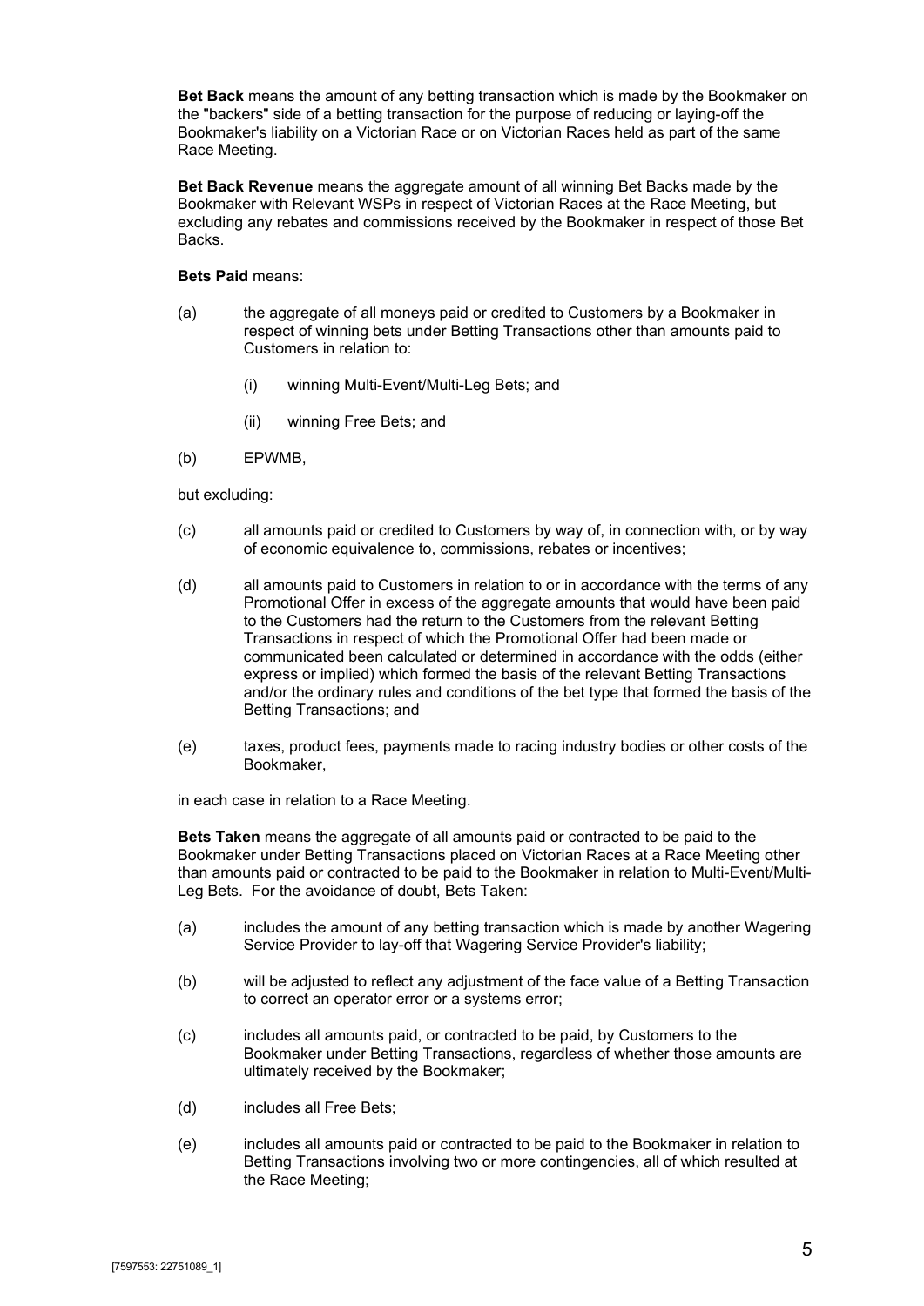**Bet Back** means the amount of any betting transaction which is made by the Bookmaker on the "backers" side of a betting transaction for the purpose of reducing or laying-off the Bookmaker's liability on a Victorian Race or on Victorian Races held as part of the same Race Meeting.

**Bet Back Revenue** means the aggregate amount of all winning Bet Backs made by the Bookmaker with Relevant WSPs in respect of Victorian Races at the Race Meeting, but excluding any rebates and commissions received by the Bookmaker in respect of those Bet Backs.

**Bets Paid** means:

(a) the aggregate of all moneys paid or credited to Customers by a Bookmaker in respect of winning bets under Betting Transactions other than amounts paid to Customers in relation to:

  (i) winning Multi-Event/Multi-Leg Bets; and

  (ii) winning Free Bets; and

(b) EPWMB,

but excluding:

(c) all amounts paid or credited to Customers by way of, in connection with, or by way of economic equivalence to, commissions, rebates or incentives;

(d) all amounts paid to Customers in relation to or in accordance with the terms of any Promotional Offer in excess of the aggregate amounts that would have been paid to the Customers had the return to the Customers from the relevant Betting Transactions in respect of which the Promotional Offer had been made or communicated been calculated or determined in accordance with the odds (either express or implied) which formed the basis of the relevant Betting Transactions and/or the ordinary rules and conditions of the bet type that formed the basis of the Betting Transactions; and

(e) taxes, product fees, payments made to racing industry bodies or other costs of the Bookmaker,

in each case in relation to a Race Meeting.

**Bets Taken** means the aggregate of all amounts paid or contracted to be paid to the Bookmaker under Betting Transactions placed on Victorian Races at a Race Meeting other than amounts paid or contracted to be paid to the Bookmaker in relation to Multi-Event/Multi-Leg Bets. For the avoidance of doubt, Bets Taken:

(a) includes the amount of any betting transaction which is made by another Wagering Service Provider to lay-off that Wagering Service Provider's liability;

(b) will be adjusted to reflect any adjustment of the face value of a Betting Transaction to correct an operator error or a systems error;

(c) includes all amounts paid, or contracted to be paid, by Customers to the Bookmaker under Betting Transactions, regardless of whether those amounts are ultimately received by the Bookmaker;

(d) includes all Free Bets;

(e) includes all amounts paid or contracted to be paid to the Bookmaker in relation to Betting Transactions involving two or more contingencies, all of which resulted at the Race Meeting;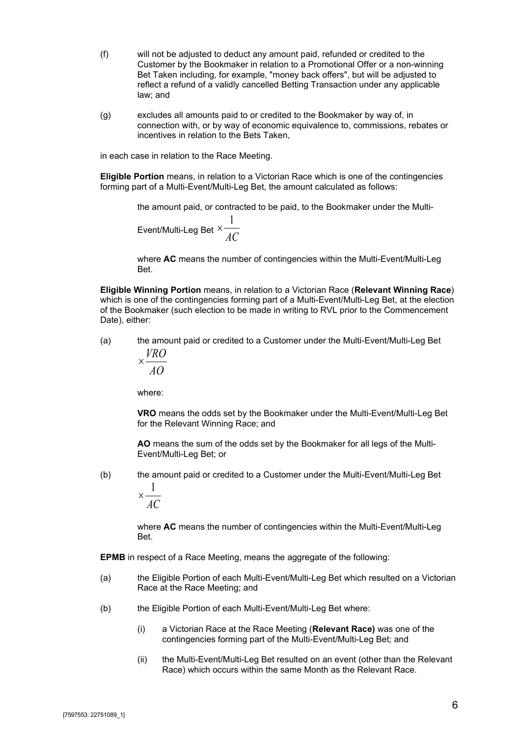(f) will not be adjusted to deduct any amount paid, refunded or credited to the Customer by the Bookmaker in relation to a Promotional Offer or a non-winning Bet Taken including, for example, "money back offers", but will be adjusted to reflect a refund of a validly cancelled Betting Transaction under any applicable law; and

(g) excludes all amounts paid to or credited to the Bookmaker by way of, in connection with, or by way of economic equivalence to, commissions, rebates or incentives in relation to the Bets Taken,

in each case in relation to the Race Meeting.

**Eligible Portion** means, in relation to a Victorian Race which is one of the contingencies forming part of a Multi-Event/Multi-Leg Bet, the amount calculated as follows:

> the amount paid, or contracted to be paid, to the Bookmaker under the Multi-Event/Multi-Leg Bet $\times \frac{1}{AC}$
>
> where **AC** means the number of contingencies within the Multi-Event/Multi-Leg Bet.

**Eligible Winning Portion** means, in relation to a Victorian Race (**Relevant Winning Race**) which is one of the contingencies forming part of a Multi-Event/Multi-Leg Bet, at the election of the Bookmaker (such election to be made in writing to RVL prior to the Commencement Date), either:

(a) the amount paid or credited to a Customer under the Multi-Event/Multi-Leg Bet $\times \frac{VRO}{AO}$

> where:
>
> **VRO** means the odds set by the Bookmaker under the Multi-Event/Multi-Leg Bet for the Relevant Winning Race; and
>
> **AO** means the sum of the odds set by the Bookmaker for all legs of the Multi-Event/Multi-Leg Bet; or

(b) the amount paid or credited to a Customer under the Multi-Event/Multi-Leg Bet $\times \frac{1}{AC}$

> where **AC** means the number of contingencies within the Multi-Event/Multi-Leg Bet.

**EPMB** in respect of a Race Meeting, means the aggregate of the following:

(a) the Eligible Portion of each Multi-Event/Multi-Leg Bet which resulted on a Victorian Race at the Race Meeting; and

(b) the Eligible Portion of each Multi-Event/Multi-Leg Bet where:

   (i) a Victorian Race at the Race Meeting (**Relevant Race)** was one of the contingencies forming part of the Multi-Event/Multi-Leg Bet; and

   (ii) the Multi-Event/Multi-Leg Bet resulted on an event (other than the Relevant Race) which occurs within the same Month as the Relevant Race.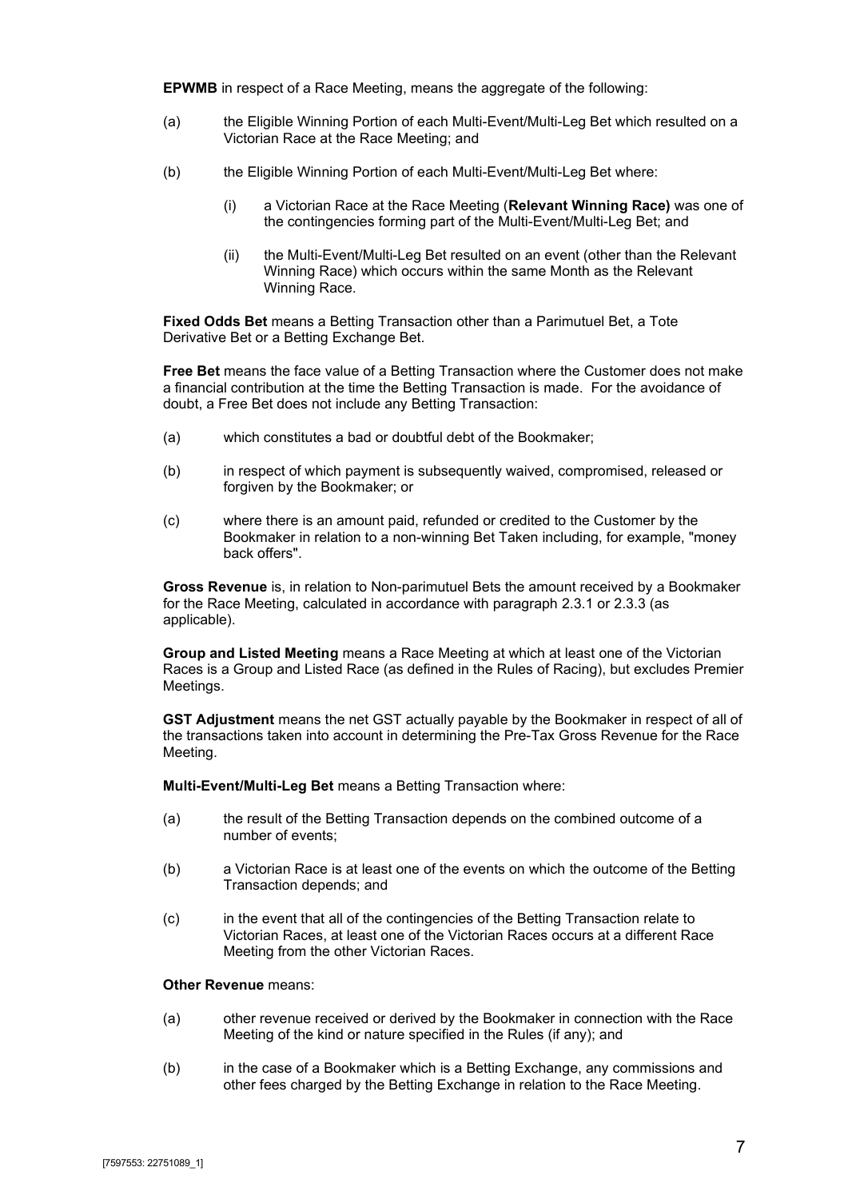**EPWMB** in respect of a Race Meeting, means the aggregate of the following:

(a) the Eligible Winning Portion of each Multi-Event/Multi-Leg Bet which resulted on a Victorian Race at the Race Meeting; and

(b) the Eligible Winning Portion of each Multi-Event/Multi-Leg Bet where:

  (i) a Victorian Race at the Race Meeting (**Relevant Winning Race)** was one of the contingencies forming part of the Multi-Event/Multi-Leg Bet; and

  (ii) the Multi-Event/Multi-Leg Bet resulted on an event (other than the Relevant Winning Race) which occurs within the same Month as the Relevant Winning Race.

**Fixed Odds Bet** means a Betting Transaction other than a Parimutuel Bet, a Tote Derivative Bet or a Betting Exchange Bet.

**Free Bet** means the face value of a Betting Transaction where the Customer does not make a financial contribution at the time the Betting Transaction is made. For the avoidance of doubt, a Free Bet does not include any Betting Transaction:

(a) which constitutes a bad or doubtful debt of the Bookmaker;

(b) in respect of which payment is subsequently waived, compromised, released or forgiven by the Bookmaker; or

(c) where there is an amount paid, refunded or credited to the Customer by the Bookmaker in relation to a non-winning Bet Taken including, for example, "money back offers".

**Gross Revenue** is, in relation to Non-parimutuel Bets the amount received by a Bookmaker for the Race Meeting, calculated in accordance with paragraph 2.3.1 or 2.3.3 (as applicable).

**Group and Listed Meeting** means a Race Meeting at which at least one of the Victorian Races is a Group and Listed Race (as defined in the Rules of Racing), but excludes Premier Meetings.

**GST Adjustment** means the net GST actually payable by the Bookmaker in respect of all of the transactions taken into account in determining the Pre-Tax Gross Revenue for the Race Meeting.

**Multi-Event/Multi-Leg Bet** means a Betting Transaction where:

(a) the result of the Betting Transaction depends on the combined outcome of a number of events;

(b) a Victorian Race is at least one of the events on which the outcome of the Betting Transaction depends; and

(c) in the event that all of the contingencies of the Betting Transaction relate to Victorian Races, at least one of the Victorian Races occurs at a different Race Meeting from the other Victorian Races.

**Other Revenue** means:

(a) other revenue received or derived by the Bookmaker in connection with the Race Meeting of the kind or nature specified in the Rules (if any); and

(b) in the case of a Bookmaker which is a Betting Exchange, any commissions and other fees charged by the Betting Exchange in relation to the Race Meeting.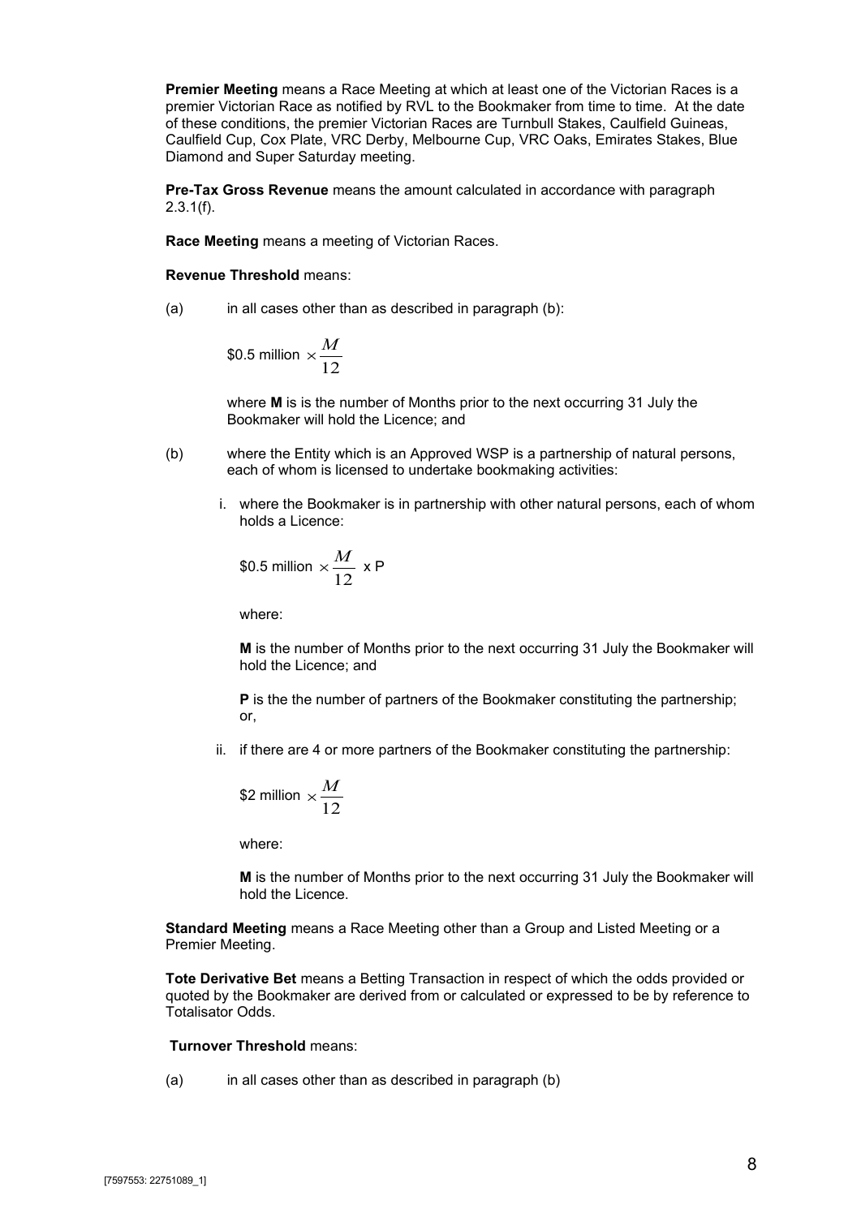**Premier Meeting** means a Race Meeting at which at least one of the Victorian Races is a premier Victorian Race as notified by RVL to the Bookmaker from time to time. At the date of these conditions, the premier Victorian Races are Turnbull Stakes, Caulfield Guineas, Caulfield Cup, Cox Plate, VRC Derby, Melbourne Cup, VRC Oaks, Emirates Stakes, Blue Diamond and Super Saturday meeting.

**Pre-Tax Gross Revenue** means the amount calculated in accordance with paragraph 2.3.1(f).

**Race Meeting** means a meeting of Victorian Races.

**Revenue Threshold** means:

(a) in all cases other than as described in paragraph (b):

$$\$0.5 \text{ million} \times \frac{M}{12}$$

where **M** is the number of Months prior to the next occurring 31 July the Bookmaker will hold the Licence; and

(b) where the Entity which is an Approved WSP is a partnership of natural persons, each of whom is licensed to undertake bookmaking activities:

i. where the Bookmaker is in partnership with other natural persons, each of whom holds a Licence:

$$\$0.5 \text{ million} \times \frac{M}{12} \text{ x P}$$

where:

**M** is the number of Months prior to the next occurring 31 July the Bookmaker will hold the Licence; and

**P** is the the number of partners of the Bookmaker constituting the partnership; or,

ii. if there are 4 or more partners of the Bookmaker constituting the partnership:

$$\$2 \text{ million} \times \frac{M}{12}$$

where:

**M** is the number of Months prior to the next occurring 31 July the Bookmaker will hold the Licence.

**Standard Meeting** means a Race Meeting other than a Group and Listed Meeting or a Premier Meeting.

**Tote Derivative Bet** means a Betting Transaction in respect of which the odds provided or quoted by the Bookmaker are derived from or calculated or expressed to be by reference to Totalisator Odds.

**Turnover Threshold** means:

(a) in all cases other than as described in paragraph (b)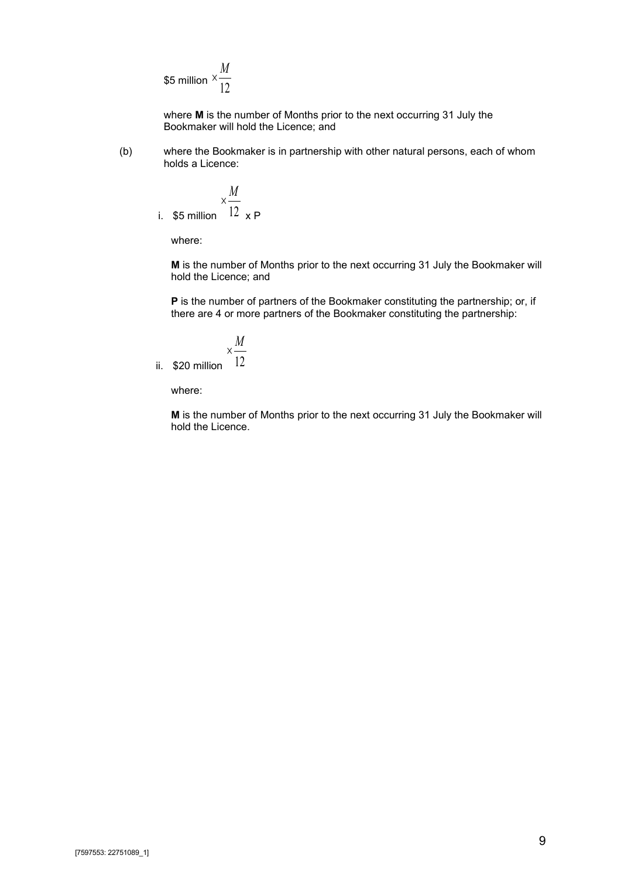$$\$5 \text{ million} \times \frac{M}{12}$$

where **M** is the number of Months prior to the next occurring 31 July the Bookmaker will hold the Licence; and

(b) where the Bookmaker is in partnership with other natural persons, each of whom holds a Licence:

i. $\$5 \text{ million} \times \frac{M}{12} \times P$

where:

**M** is the number of Months prior to the next occurring 31 July the Bookmaker will hold the Licence; and

**P** is the number of partners of the Bookmaker constituting the partnership; or, if there are 4 or more partners of the Bookmaker constituting the partnership:

ii. $\$20 \text{ million} \times \frac{M}{12}$

where:

**M** is the number of Months prior to the next occurring 31 July the Bookmaker will hold the Licence.

[7597553: 22751089_1]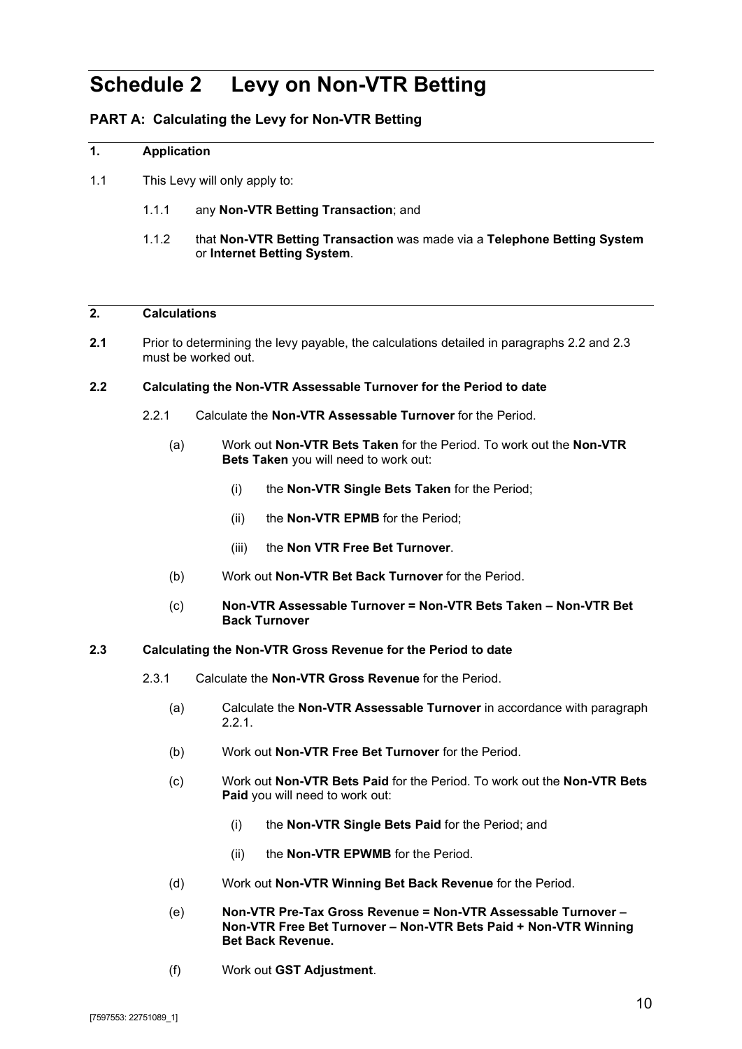# Schedule 2 Levy on Non-VTR Betting

## PART A: Calculating the Levy for Non-VTR Betting

### 1. Application

1.1 This Levy will only apply to:

- 1.1.1 any **Non-VTR Betting Transaction**; and
- 1.1.2 that **Non-VTR Betting Transaction** was made via a **Telephone Betting System** or **Internet Betting System**.

### 2. Calculations

**2.1** Prior to determining the levy payable, the calculations detailed in paragraphs 2.2 and 2.3 must be worked out.

**2.2 Calculating the Non-VTR Assessable Turnover for the Period to date**

2.2.1 Calculate the **Non-VTR Assessable Turnover** for the Period.

- (a) Work out **Non-VTR Bets Taken** for the Period. To work out the **Non-VTR Bets Taken** you will need to work out:
  - (i) the **Non-VTR Single Bets Taken** for the Period;
  - (ii) the **Non-VTR EPMB** for the Period;
  - (iii) the **Non VTR Free Bet Turnover**.
- (b) Work out **Non-VTR Bet Back Turnover** for the Period.
- (c) **Non-VTR Assessable Turnover = Non-VTR Bets Taken – Non-VTR Bet Back Turnover**

**2.3 Calculating the Non-VTR Gross Revenue for the Period to date**

2.3.1 Calculate the **Non-VTR Gross Revenue** for the Period.

- (a) Calculate the **Non-VTR Assessable Turnover** in accordance with paragraph 2.2.1.
- (b) Work out **Non-VTR Free Bet Turnover** for the Period.
- (c) Work out **Non-VTR Bets Paid** for the Period. To work out the **Non-VTR Bets Paid** you will need to work out:
  - (i) the **Non-VTR Single Bets Paid** for the Period; and
  - (ii) the **Non-VTR EPWMB** for the Period.
- (d) Work out **Non-VTR Winning Bet Back Revenue** for the Period.
- (e) **Non-VTR Pre-Tax Gross Revenue = Non-VTR Assessable Turnover – Non-VTR Free Bet Turnover – Non-VTR Bets Paid + Non-VTR Winning Bet Back Revenue.**
- (f) Work out **GST Adjustment**.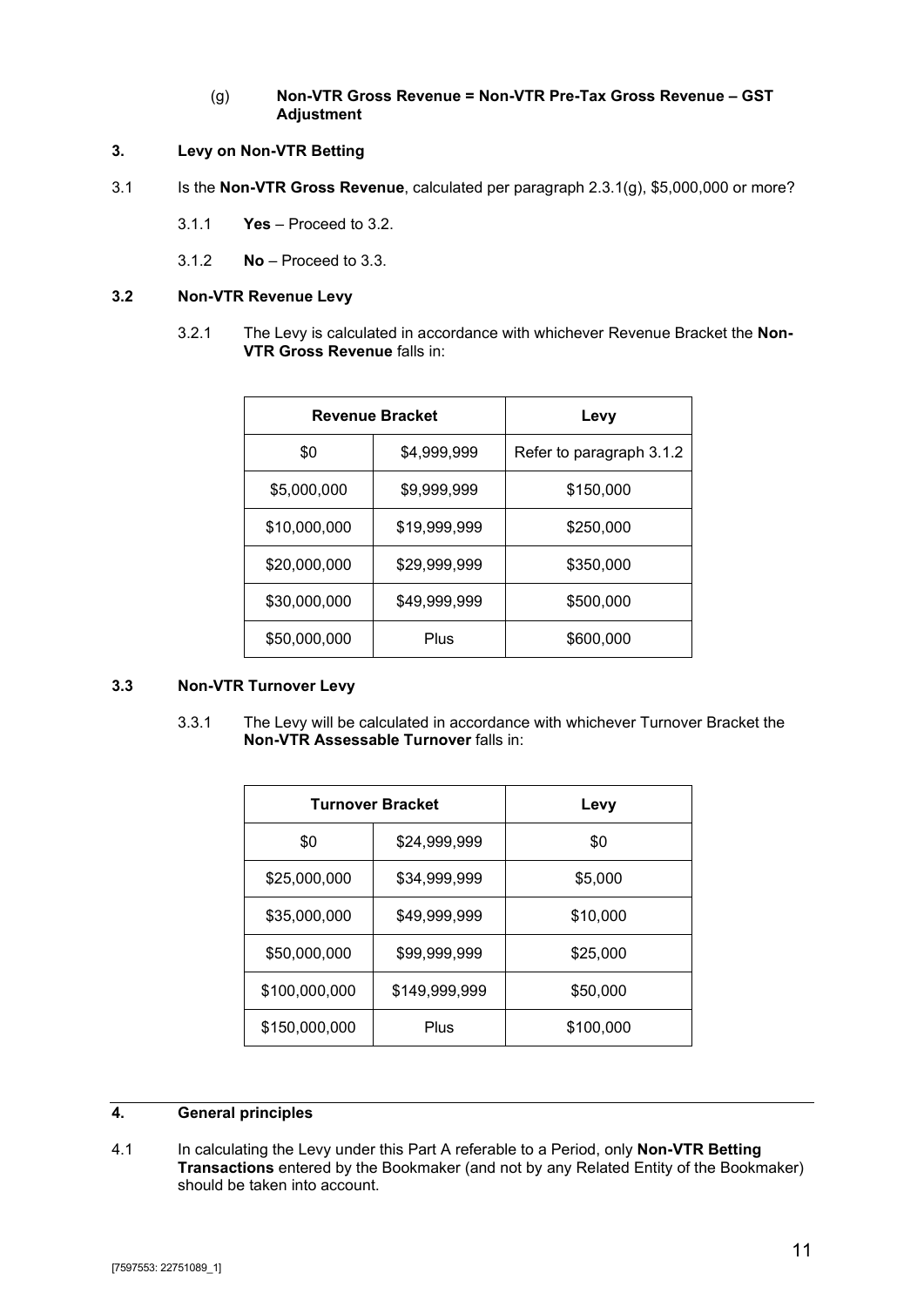(g) **Non-VTR Gross Revenue = Non-VTR Pre-Tax Gross Revenue – GST Adjustment**

## 3. Levy on Non-VTR Betting

3.1 Is the **Non-VTR Gross Revenue**, calculated per paragraph 2.3.1(g), $5,000,000 or more?

3.1.1 **Yes** – Proceed to 3.2.

3.1.2 **No** – Proceed to 3.3.

### 3.2 Non-VTR Revenue Levy

3.2.1 The Levy is calculated in accordance with whichever Revenue Bracket the **Non-VTR Gross Revenue** falls in:

| Revenue Bracket | | Levy |
|---|---|---|
| $0 | $4,999,999 | Refer to paragraph 3.1.2 |
| $5,000,000 | $9,999,999 | $150,000 |
| $10,000,000 | $19,999,999 | $250,000 |
| $20,000,000 | $29,999,999 | $350,000 |
| $30,000,000 | $49,999,999 | $500,000 |
| $50,000,000 | Plus | $600,000 |

### 3.3 Non-VTR Turnover Levy

3.3.1 The Levy will be calculated in accordance with whichever Turnover Bracket the **Non-VTR Assessable Turnover** falls in:

| Turnover Bracket | | Levy |
|---|---|---|
| $0 | $24,999,999 | $0 |
| $25,000,000 | $34,999,999 | $5,000 |
| $35,000,000 | $49,999,999 | $10,000 |
| $50,000,000 | $99,999,999 | $25,000 |
| $100,000,000 | $149,999,999 | $50,000 |
| $150,000,000 | Plus | $100,000 |

## 4. General principles

4.1 In calculating the Levy under this Part A referable to a Period, only **Non-VTR Betting Transactions** entered by the Bookmaker (and not by any Related Entity of the Bookmaker) should be taken into account.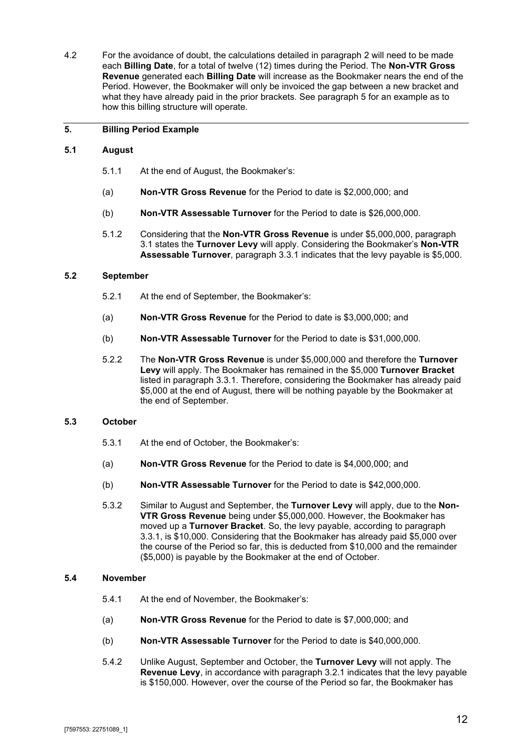4.2 For the avoidance of doubt, the calculations detailed in paragraph 2 will need to be made each **Billing Date**, for a total of twelve (12) times during the Period. The **Non-VTR Gross Revenue** generated each **Billing Date** will increase as the Bookmaker nears the end of the Period. However, the Bookmaker will only be invoiced the gap between a new bracket and what they have already paid in the prior brackets. See paragraph 5 for an example as to how this billing structure will operate.

## 5. Billing Period Example

### 5.1 August

5.1.1 At the end of August, the Bookmaker's:

(a) **Non-VTR Gross Revenue** for the Period to date is $2,000,000; and

(b) **Non-VTR Assessable Turnover** for the Period to date is $26,000,000.

5.1.2 Considering that the **Non-VTR Gross Revenue** is under $5,000,000, paragraph 3.1 states the **Turnover Levy** will apply. Considering the Bookmaker's **Non-VTR Assessable Turnover**, paragraph 3.3.1 indicates that the levy payable is $5,000.

### 5.2 September

5.2.1 At the end of September, the Bookmaker's:

(a) **Non-VTR Gross Revenue** for the Period to date is $3,000,000; and

(b) **Non-VTR Assessable Turnover** for the Period to date is $31,000,000.

5.2.2 The **Non-VTR Gross Revenue** is under $5,000,000 and therefore the **Turnover Levy** will apply. The Bookmaker has remained in the $5,000 **Turnover Bracket** listed in paragraph 3.3.1. Therefore, considering the Bookmaker has already paid $5,000 at the end of August, there will be nothing payable by the Bookmaker at the end of September.

### 5.3 October

5.3.1 At the end of October, the Bookmaker's:

(a) **Non-VTR Gross Revenue** for the Period to date is $4,000,000; and

(b) **Non-VTR Assessable Turnover** for the Period to date is $42,000,000.

5.3.2 Similar to August and September, the **Turnover Levy** will apply, due to the **Non-VTR Gross Revenue** being under $5,000,000. However, the Bookmaker has moved up a **Turnover Bracket**. So, the levy payable, according to paragraph 3.3.1, is $10,000. Considering that the Bookmaker has already paid $5,000 over the course of the Period so far, this is deducted from $10,000 and the remainder ($5,000) is payable by the Bookmaker at the end of October.

### 5.4 November

5.4.1 At the end of November, the Bookmaker's:

(a) **Non-VTR Gross Revenue** for the Period to date is $7,000,000; and

(b) **Non-VTR Assessable Turnover** for the Period to date is $40,000,000.

5.4.2 Unlike August, September and October, the **Turnover Levy** will not apply. The **Revenue Levy**, in accordance with paragraph 3.2.1 indicates that the levy payable is $150,000. However, over the course of the Period so far, the Bookmaker has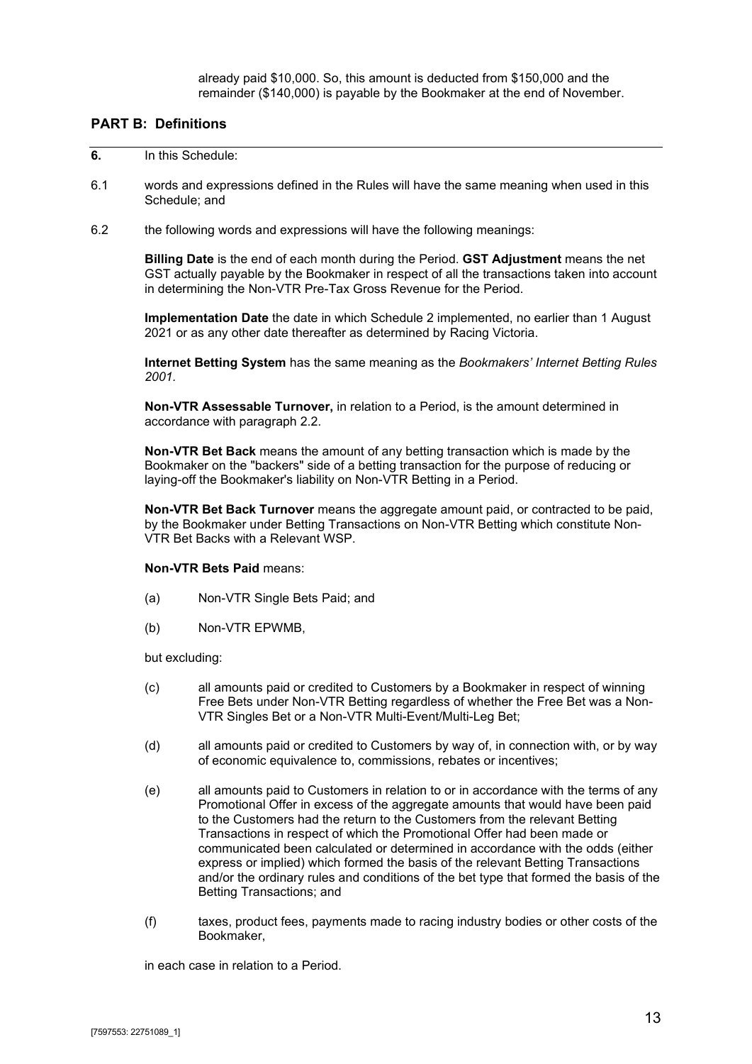already paid $10,000. So, this amount is deducted from $150,000 and the remainder ($140,000) is payable by the Bookmaker at the end of November.

## PART B: Definitions

**6.** In this Schedule:

6.1 words and expressions defined in the Rules will have the same meaning when used in this Schedule; and

6.2 the following words and expressions will have the following meanings:

**Billing Date** is the end of each month during the Period. **GST Adjustment** means the net GST actually payable by the Bookmaker in respect of all the transactions taken into account in determining the Non-VTR Pre-Tax Gross Revenue for the Period.

**Implementation Date** the date in which Schedule 2 implemented, no earlier than 1 August 2021 or as any other date thereafter as determined by Racing Victoria.

**Internet Betting System** has the same meaning as the *Bookmakers' Internet Betting Rules 2001*.

**Non-VTR Assessable Turnover,** in relation to a Period, is the amount determined in accordance with paragraph 2.2.

**Non-VTR Bet Back** means the amount of any betting transaction which is made by the Bookmaker on the "backers" side of a betting transaction for the purpose of reducing or laying-off the Bookmaker's liability on Non-VTR Betting in a Period.

**Non-VTR Bet Back Turnover** means the aggregate amount paid, or contracted to be paid, by the Bookmaker under Betting Transactions on Non-VTR Betting which constitute Non-VTR Bet Backs with a Relevant WSP.

**Non-VTR Bets Paid** means:

(a) Non-VTR Single Bets Paid; and

(b) Non-VTR EPWMB,

but excluding:

(c) all amounts paid or credited to Customers by a Bookmaker in respect of winning Free Bets under Non-VTR Betting regardless of whether the Free Bet was a Non-VTR Singles Bet or a Non-VTR Multi-Event/Multi-Leg Bet;

(d) all amounts paid or credited to Customers by way of, in connection with, or by way of economic equivalence to, commissions, rebates or incentives;

(e) all amounts paid to Customers in relation to or in accordance with the terms of any Promotional Offer in excess of the aggregate amounts that would have been paid to the Customers had the return to the Customers from the relevant Betting Transactions in respect of which the Promotional Offer had been made or communicated been calculated or determined in accordance with the odds (either express or implied) which formed the basis of the relevant Betting Transactions and/or the ordinary rules and conditions of the bet type that formed the basis of the Betting Transactions; and

(f) taxes, product fees, payments made to racing industry bodies or other costs of the Bookmaker,

in each case in relation to a Period.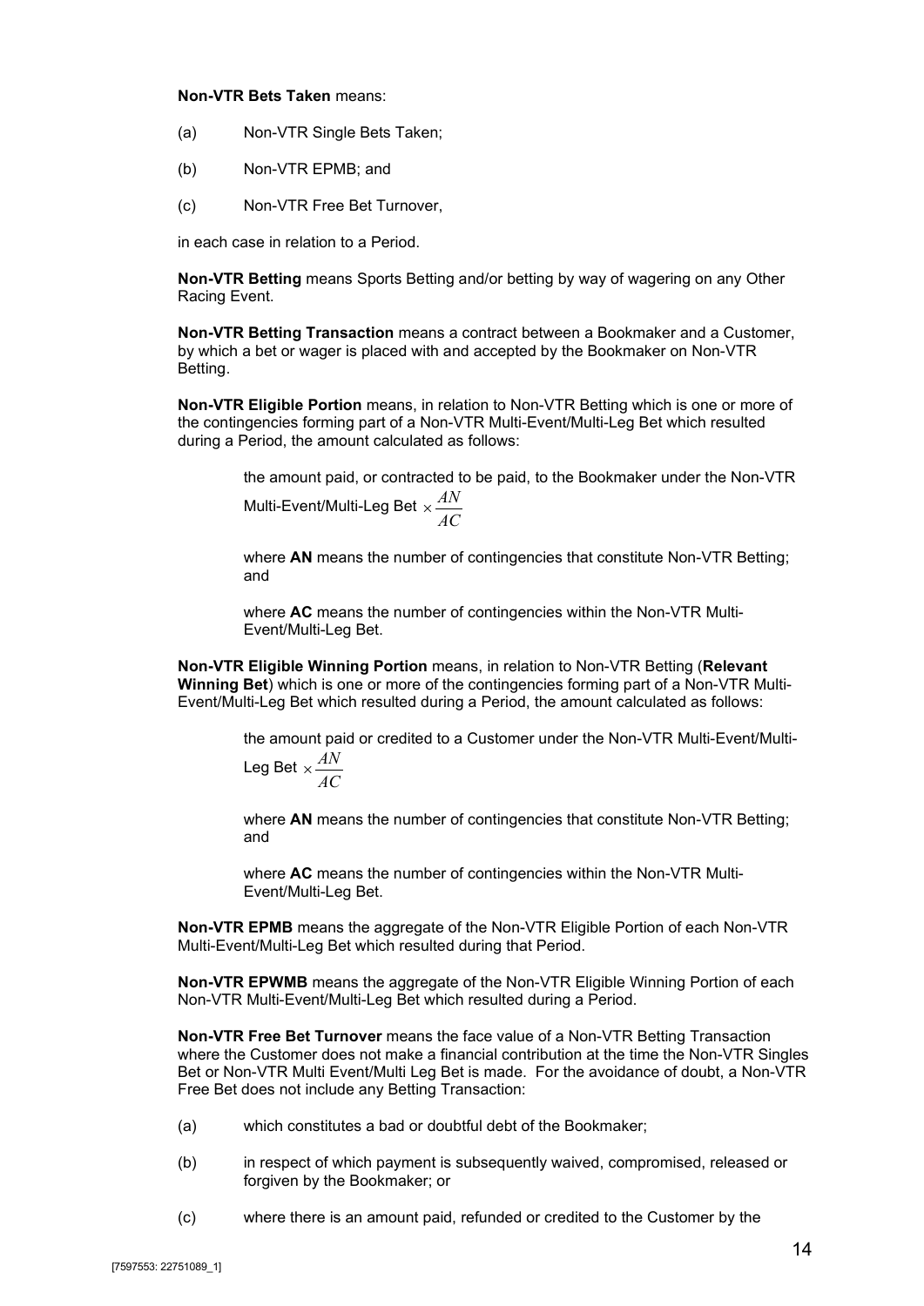**Non-VTR Bets Taken** means:

(a) Non-VTR Single Bets Taken;

(b) Non-VTR EPMB; and

(c) Non-VTR Free Bet Turnover,

in each case in relation to a Period.

**Non-VTR Betting** means Sports Betting and/or betting by way of wagering on any Other Racing Event.

**Non-VTR Betting Transaction** means a contract between a Bookmaker and a Customer, by which a bet or wager is placed with and accepted by the Bookmaker on Non-VTR Betting.

**Non-VTR Eligible Portion** means, in relation to Non-VTR Betting which is one or more of the contingencies forming part of a Non-VTR Multi-Event/Multi-Leg Bet which resulted during a Period, the amount calculated as follows:

> the amount paid, or contracted to be paid, to the Bookmaker under the Non-VTR Multi-Event/Multi-Leg Bet $\times \frac{AN}{AC}$
>
> where **AN** means the number of contingencies that constitute Non-VTR Betting; and
>
> where **AC** means the number of contingencies within the Non-VTR Multi-Event/Multi-Leg Bet.

**Non-VTR Eligible Winning Portion** means, in relation to Non-VTR Betting (**Relevant Winning Bet**) which is one or more of the contingencies forming part of a Non-VTR Multi-Event/Multi-Leg Bet which resulted during a Period, the amount calculated as follows:

> the amount paid or credited to a Customer under the Non-VTR Multi-Event/Multi-Leg Bet $\times \frac{AN}{AC}$
>
> where **AN** means the number of contingencies that constitute Non-VTR Betting; and
>
> where **AC** means the number of contingencies within the Non-VTR Multi-Event/Multi-Leg Bet.

**Non-VTR EPMB** means the aggregate of the Non-VTR Eligible Portion of each Non-VTR Multi-Event/Multi-Leg Bet which resulted during that Period.

**Non-VTR EPWMB** means the aggregate of the Non-VTR Eligible Winning Portion of each Non-VTR Multi-Event/Multi-Leg Bet which resulted during a Period.

**Non-VTR Free Bet Turnover** means the face value of a Non-VTR Betting Transaction where the Customer does not make a financial contribution at the time the Non-VTR Singles Bet or Non-VTR Multi Event/Multi Leg Bet is made. For the avoidance of doubt, a Non-VTR Free Bet does not include any Betting Transaction:

(a) which constitutes a bad or doubtful debt of the Bookmaker;

(b) in respect of which payment is subsequently waived, compromised, released or forgiven by the Bookmaker; or

(c) where there is an amount paid, refunded or credited to the Customer by the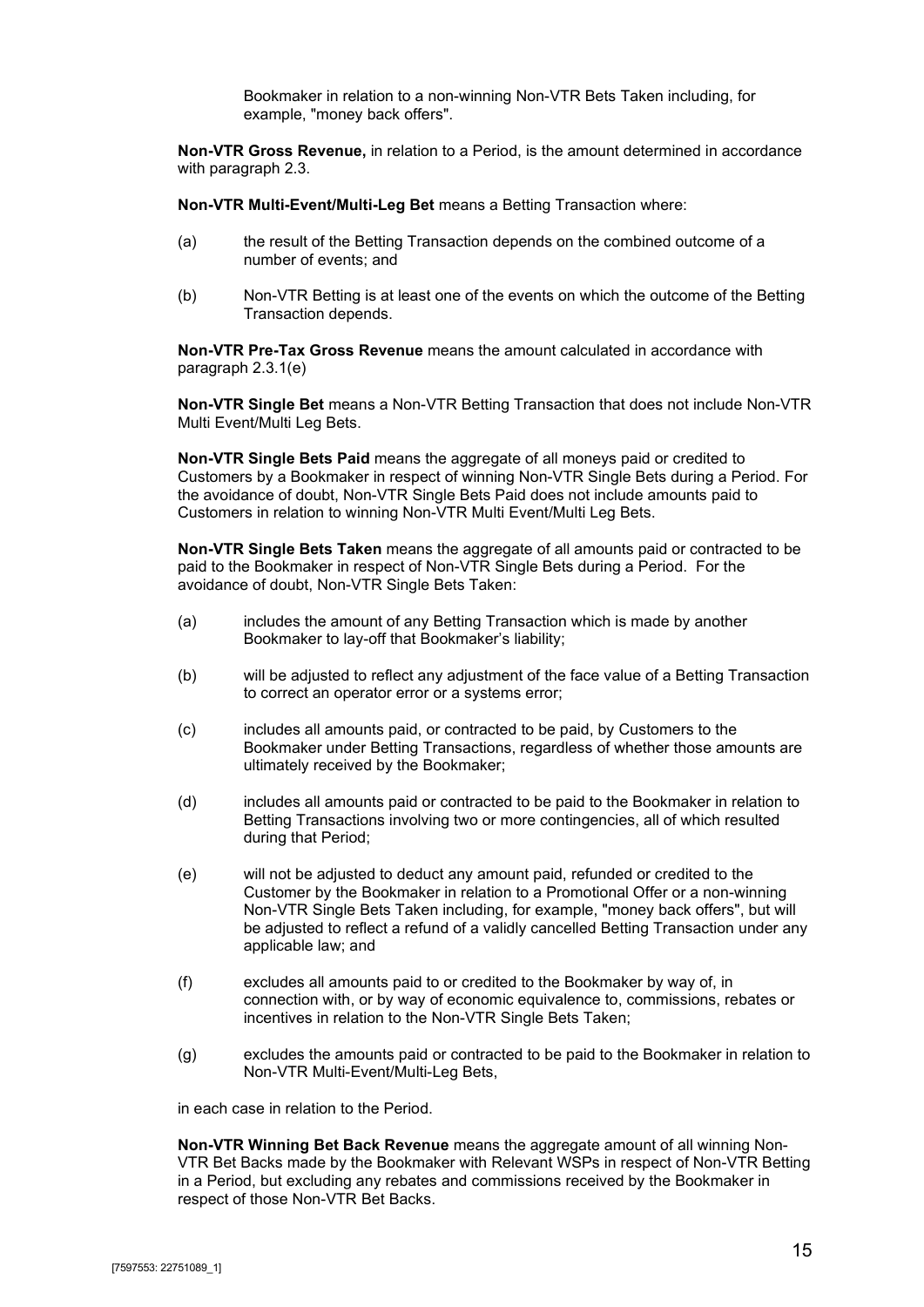Bookmaker in relation to a non-winning Non-VTR Bets Taken including, for example, "money back offers".

**Non-VTR Gross Revenue,** in relation to a Period, is the amount determined in accordance with paragraph 2.3.

**Non-VTR Multi-Event/Multi-Leg Bet** means a Betting Transaction where:

(a) the result of the Betting Transaction depends on the combined outcome of a number of events; and

(b) Non-VTR Betting is at least one of the events on which the outcome of the Betting Transaction depends.

**Non-VTR Pre-Tax Gross Revenue** means the amount calculated in accordance with paragraph 2.3.1(e)

**Non-VTR Single Bet** means a Non-VTR Betting Transaction that does not include Non-VTR Multi Event/Multi Leg Bets.

**Non-VTR Single Bets Paid** means the aggregate of all moneys paid or credited to Customers by a Bookmaker in respect of winning Non-VTR Single Bets during a Period. For the avoidance of doubt, Non-VTR Single Bets Paid does not include amounts paid to Customers in relation to winning Non-VTR Multi Event/Multi Leg Bets.

**Non-VTR Single Bets Taken** means the aggregate of all amounts paid or contracted to be paid to the Bookmaker in respect of Non-VTR Single Bets during a Period. For the avoidance of doubt, Non-VTR Single Bets Taken:

(a) includes the amount of any Betting Transaction which is made by another Bookmaker to lay-off that Bookmaker's liability;

(b) will be adjusted to reflect any adjustment of the face value of a Betting Transaction to correct an operator error or a systems error;

(c) includes all amounts paid, or contracted to be paid, by Customers to the Bookmaker under Betting Transactions, regardless of whether those amounts are ultimately received by the Bookmaker;

(d) includes all amounts paid or contracted to be paid to the Bookmaker in relation to Betting Transactions involving two or more contingencies, all of which resulted during that Period;

(e) will not be adjusted to deduct any amount paid, refunded or credited to the Customer by the Bookmaker in relation to a Promotional Offer or a non-winning Non-VTR Single Bets Taken including, for example, "money back offers", but will be adjusted to reflect a refund of a validly cancelled Betting Transaction under any applicable law; and

(f) excludes all amounts paid to or credited to the Bookmaker by way of, in connection with, or by way of economic equivalence to, commissions, rebates or incentives in relation to the Non-VTR Single Bets Taken;

(g) excludes the amounts paid or contracted to be paid to the Bookmaker in relation to Non-VTR Multi-Event/Multi-Leg Bets,

in each case in relation to the Period.

**Non-VTR Winning Bet Back Revenue** means the aggregate amount of all winning Non-VTR Bet Backs made by the Bookmaker with Relevant WSPs in respect of Non-VTR Betting in a Period, but excluding any rebates and commissions received by the Bookmaker in respect of those Non-VTR Bet Backs.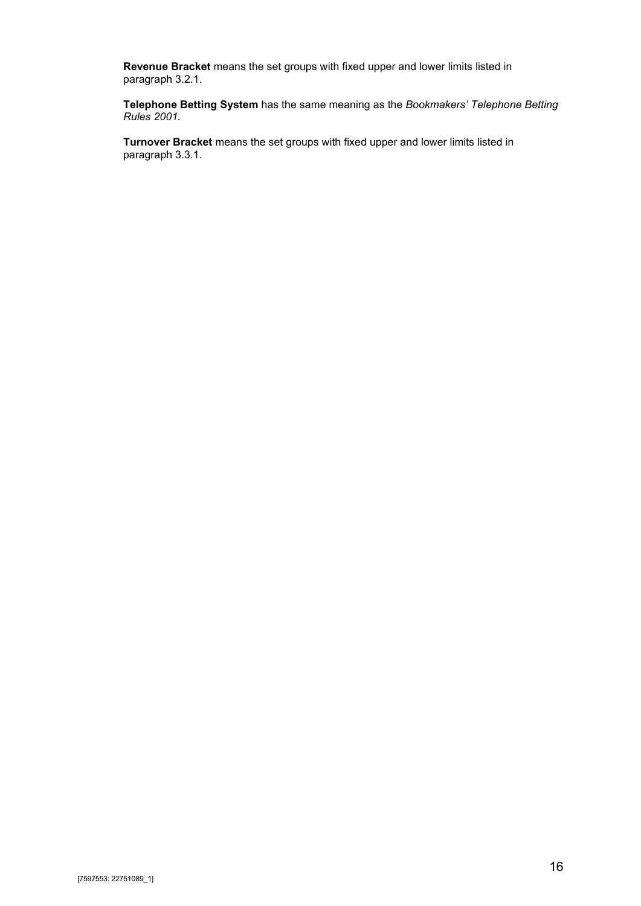**Revenue Bracket** means the set groups with fixed upper and lower limits listed in paragraph 3.2.1.

**Telephone Betting System** has the same meaning as the *Bookmakers' Telephone Betting Rules 2001.*

**Turnover Bracket** means the set groups with fixed upper and lower limits listed in paragraph 3.3.1.